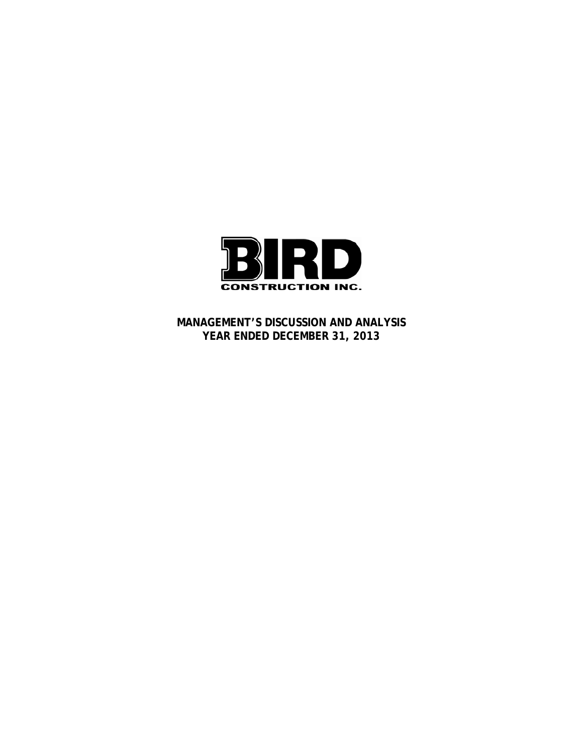BIRD CONSTRUCTION INC.

# MANAGEMENT'S DISCUSSION AND ANALYSIS
# YEAR ENDED DECEMBER 31, 2013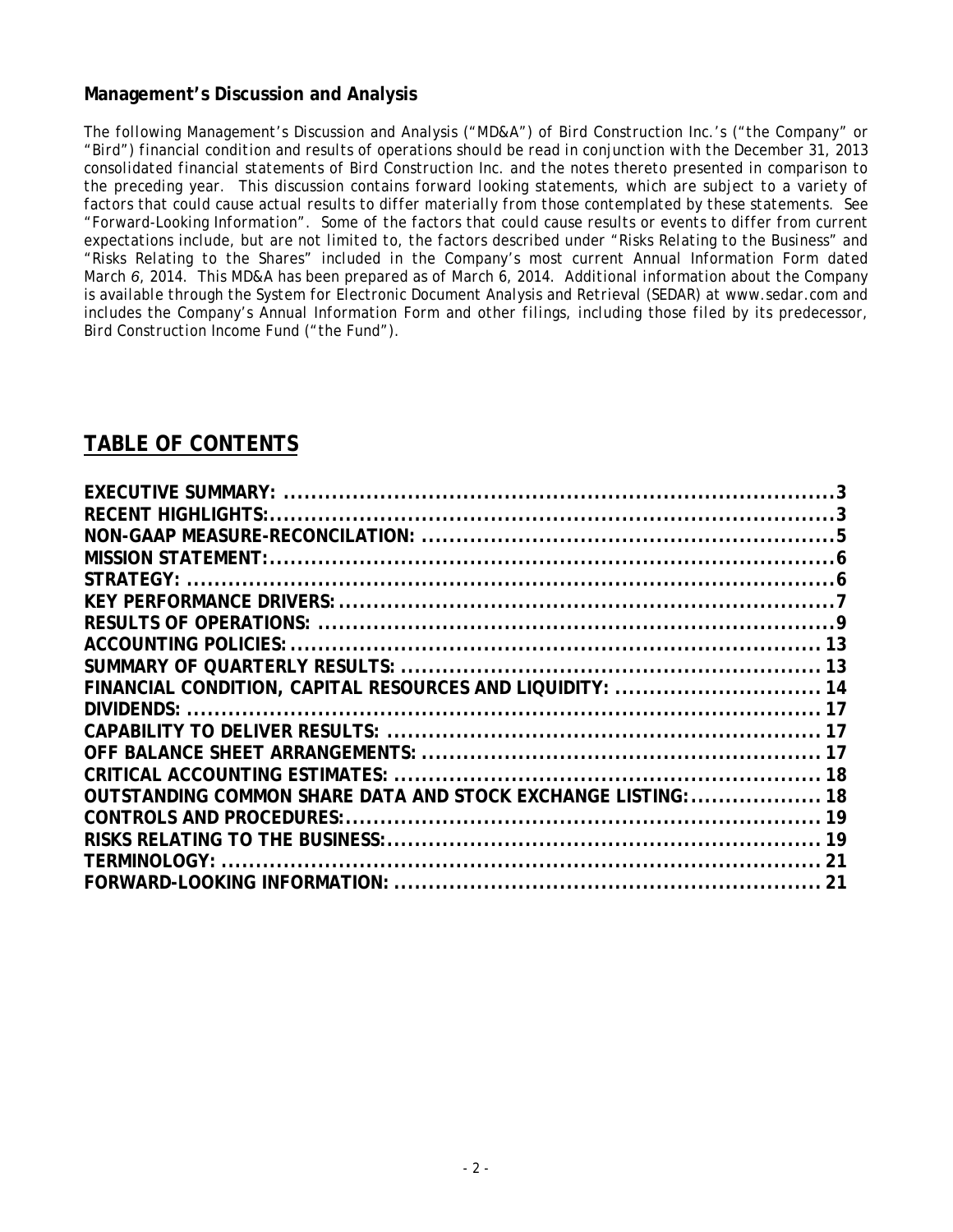## Management's Discussion and Analysis

*The following Management's Discussion and Analysis ("MD&A") of Bird Construction Inc.'s ("the Company" or "Bird") financial condition and results of operations should be read in conjunction with the December 31, 2013 consolidated financial statements of Bird Construction Inc. and the notes thereto presented in comparison to the preceding year. This discussion contains forward looking statements, which are subject to a variety of factors that could cause actual results to differ materially from those contemplated by these statements. See "Forward-Looking Information". Some of the factors that could cause results or events to differ from current expectations include, but are not limited to, the factors described under "Risks Relating to the Business" and "Risks Relating to the Shares" included in the Company's most current Annual Information Form dated March 6, 2014. This MD&A has been prepared as of March 6, 2014. Additional information about the Company is available through the System for Electronic Document Analysis and Retrieval (SEDAR) at www.sedar.com and includes the Company's Annual Information Form and other filings, including those filed by its predecessor, Bird Construction Income Fund ("the Fund").*

# TABLE OF CONTENTS

| | |
|---|---|
| **EXECUTIVE SUMMARY:** | **3** |
| **RECENT HIGHLIGHTS:** | **3** |
| **NON-GAAP MEASURE-RECONCILATION:** | **5** |
| **MISSION STATEMENT:** | **6** |
| **STRATEGY:** | **6** |
| **KEY PERFORMANCE DRIVERS:** | **7** |
| **RESULTS OF OPERATIONS:** | **9** |
| **ACCOUNTING POLICIES:** | **13** |
| **SUMMARY OF QUARTERLY RESULTS:** | **13** |
| **FINANCIAL CONDITION, CAPITAL RESOURCES AND LIQUIDITY:** | **14** |
| **DIVIDENDS:** | **17** |
| **CAPABILITY TO DELIVER RESULTS:** | **17** |
| **OFF BALANCE SHEET ARRANGEMENTS:** | **17** |
| **CRITICAL ACCOUNTING ESTIMATES:** | **18** |
| **OUTSTANDING COMMON SHARE DATA AND STOCK EXCHANGE LISTING:** | **18** |
| **CONTROLS AND PROCEDURES:** | **19** |
| **RISKS RELATING TO THE BUSINESS:** | **19** |
| **TERMINOLOGY:** | **21** |
| **FORWARD-LOOKING INFORMATION:** | **21** |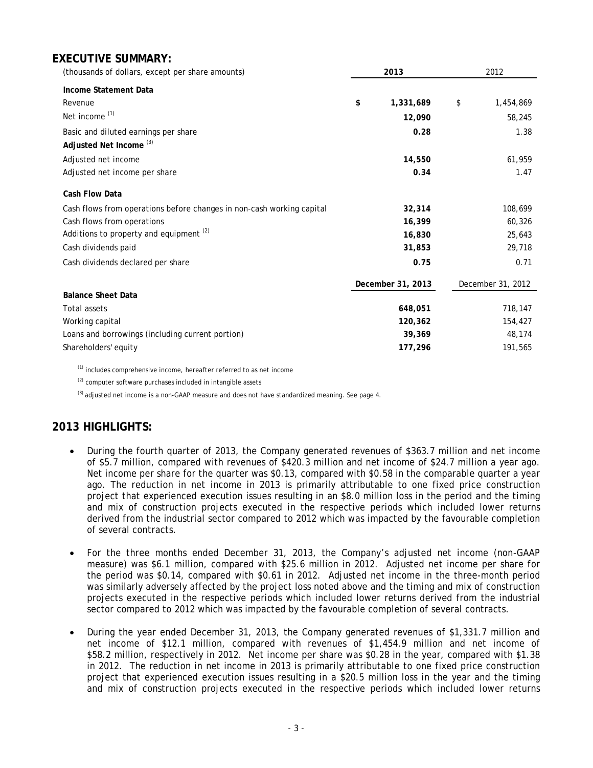## EXECUTIVE SUMMARY:

| (thousands of dollars, except per share amounts) | **2013** | 2012 |
|---|---|---|
| **Income Statement Data** | | |
| Revenue | **$ 1,331,689** | $ 1,454,869 |
| Net income [(1)] | **12,090** | 58,245 |
| Basic and diluted earnings per share | **0.28** | 1.38 |
| **Adjusted Net Income [(3)]** | | |
| Adjusted net income | **14,550** | 61,959 |
| Adjusted net income per share | **0.34** | 1.47 |
| **Cash Flow Data** | | |
| Cash flows from operations before changes in non-cash working capital | **32,314** | 108,699 |
| Cash flows from operations | **16,399** | 60,326 |
| Additions to property and equipment [(2)] | **16,830** | 25,643 |
| Cash dividends paid | **31,853** | 29,718 |
| Cash dividends declared per share | **0.75** | 0.71 |
| | **December 31, 2013** | December 31, 2012 |
| **Balance Sheet Data** | | |
| Total assets | **648,051** | 718,147 |
| Working capital | **120,362** | 154,427 |
| Loans and borrowings (including current portion) | **39,369** | 48,174 |
| Shareholders' equity | **177,296** | 191,565 |

[(1)] includes comprehensive income, hereafter referred to as net income

[(2)] computer software purchases included in intangible assets

[(3)] adjusted net income is a non-GAAP measure and does not have standardized meaning. See page 4.

## 2013 HIGHLIGHTS:

- During the fourth quarter of 2013, the Company generated revenues of $363.7 million and net income of $5.7 million, compared with revenues of $420.3 million and net income of $24.7 million a year ago. Net income per share for the quarter was $0.13, compared with $0.58 in the comparable quarter a year ago. The reduction in net income in 2013 is primarily attributable to one fixed price construction project that experienced execution issues resulting in an $8.0 million loss in the period and the timing and mix of construction projects executed in the respective periods which included lower returns derived from the industrial sector compared to 2012 which was impacted by the favourable completion of several contracts.

- For the three months ended December 31, 2013, the Company's adjusted net income (non-GAAP measure) was $6.1 million, compared with $25.6 million in 2012. Adjusted net income per share for the period was $0.14, compared with $0.61 in 2012. Adjusted net income in the three-month period was similarly adversely affected by the project loss noted above and the timing and mix of construction projects executed in the respective periods which included lower returns derived from the industrial sector compared to 2012 which was impacted by the favourable completion of several contracts.

- During the year ended December 31, 2013, the Company generated revenues of $1,331.7 million and net income of $12.1 million, compared with revenues of $1,454.9 million and net income of $58.2 million, respectively in 2012. Net income per share was $0.28 in the year, compared with $1.38 in 2012. The reduction in net income in 2013 is primarily attributable to one fixed price construction project that experienced execution issues resulting in a $20.5 million loss in the year and the timing and mix of construction projects executed in the respective periods which included lower returns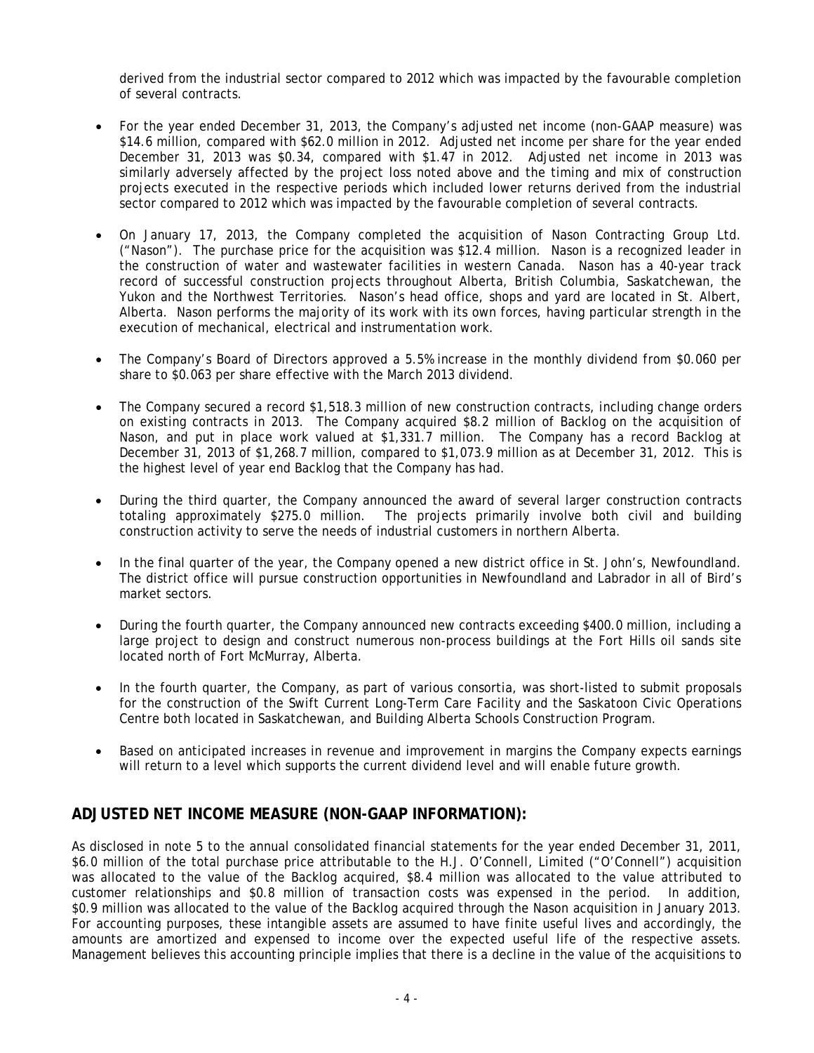derived from the industrial sector compared to 2012 which was impacted by the favourable completion of several contracts.

- For the year ended December 31, 2013, the Company's adjusted net income (non-GAAP measure) was $14.6 million, compared with $62.0 million in 2012. Adjusted net income per share for the year ended December 31, 2013 was $0.34, compared with $1.47 in 2012. Adjusted net income in 2013 was similarly adversely affected by the project loss noted above and the timing and mix of construction projects executed in the respective periods which included lower returns derived from the industrial sector compared to 2012 which was impacted by the favourable completion of several contracts.

- On January 17, 2013, the Company completed the acquisition of Nason Contracting Group Ltd. ("Nason"). The purchase price for the acquisition was $12.4 million. Nason is a recognized leader in the construction of water and wastewater facilities in western Canada. Nason has a 40-year track record of successful construction projects throughout Alberta, British Columbia, Saskatchewan, the Yukon and the Northwest Territories. Nason's head office, shops and yard are located in St. Albert, Alberta. Nason performs the majority of its work with its own forces, having particular strength in the execution of mechanical, electrical and instrumentation work.

- The Company's Board of Directors approved a 5.5% increase in the monthly dividend from $0.060 per share to $0.063 per share effective with the March 2013 dividend.

- The Company secured a record $1,518.3 million of new construction contracts, including change orders on existing contracts in 2013. The Company acquired $8.2 million of Backlog on the acquisition of Nason, and put in place work valued at $1,331.7 million. The Company has a record Backlog at December 31, 2013 of $1,268.7 million, compared to $1,073.9 million as at December 31, 2012. This is the highest level of year end Backlog that the Company has had.

- During the third quarter, the Company announced the award of several larger construction contracts totaling approximately $275.0 million. The projects primarily involve both civil and building construction activity to serve the needs of industrial customers in northern Alberta.

- In the final quarter of the year, the Company opened a new district office in St. John's, Newfoundland. The district office will pursue construction opportunities in Newfoundland and Labrador in all of Bird's market sectors.

- During the fourth quarter, the Company announced new contracts exceeding $400.0 million, including a large project to design and construct numerous non-process buildings at the Fort Hills oil sands site located north of Fort McMurray, Alberta.

- In the fourth quarter, the Company, as part of various consortia, was short-listed to submit proposals for the construction of the Swift Current Long-Term Care Facility and the Saskatoon Civic Operations Centre both located in Saskatchewan, and Building Alberta Schools Construction Program.

- Based on anticipated increases in revenue and improvement in margins the Company expects earnings will return to a level which supports the current dividend level and will enable future growth.

## ADJUSTED NET INCOME MEASURE (NON-GAAP INFORMATION):

As disclosed in note 5 to the annual consolidated financial statements for the year ended December 31, 2011, $6.0 million of the total purchase price attributable to the H.J. O'Connell, Limited ("O'Connell") acquisition was allocated to the value of the Backlog acquired, $8.4 million was allocated to the value attributed to customer relationships and $0.8 million of transaction costs was expensed in the period. In addition, $0.9 million was allocated to the value of the Backlog acquired through the Nason acquisition in January 2013. For accounting purposes, these intangible assets are assumed to have finite useful lives and accordingly, the amounts are amortized and expensed to income over the expected useful life of the respective assets. Management believes this accounting principle implies that there is a decline in the value of the acquisitions to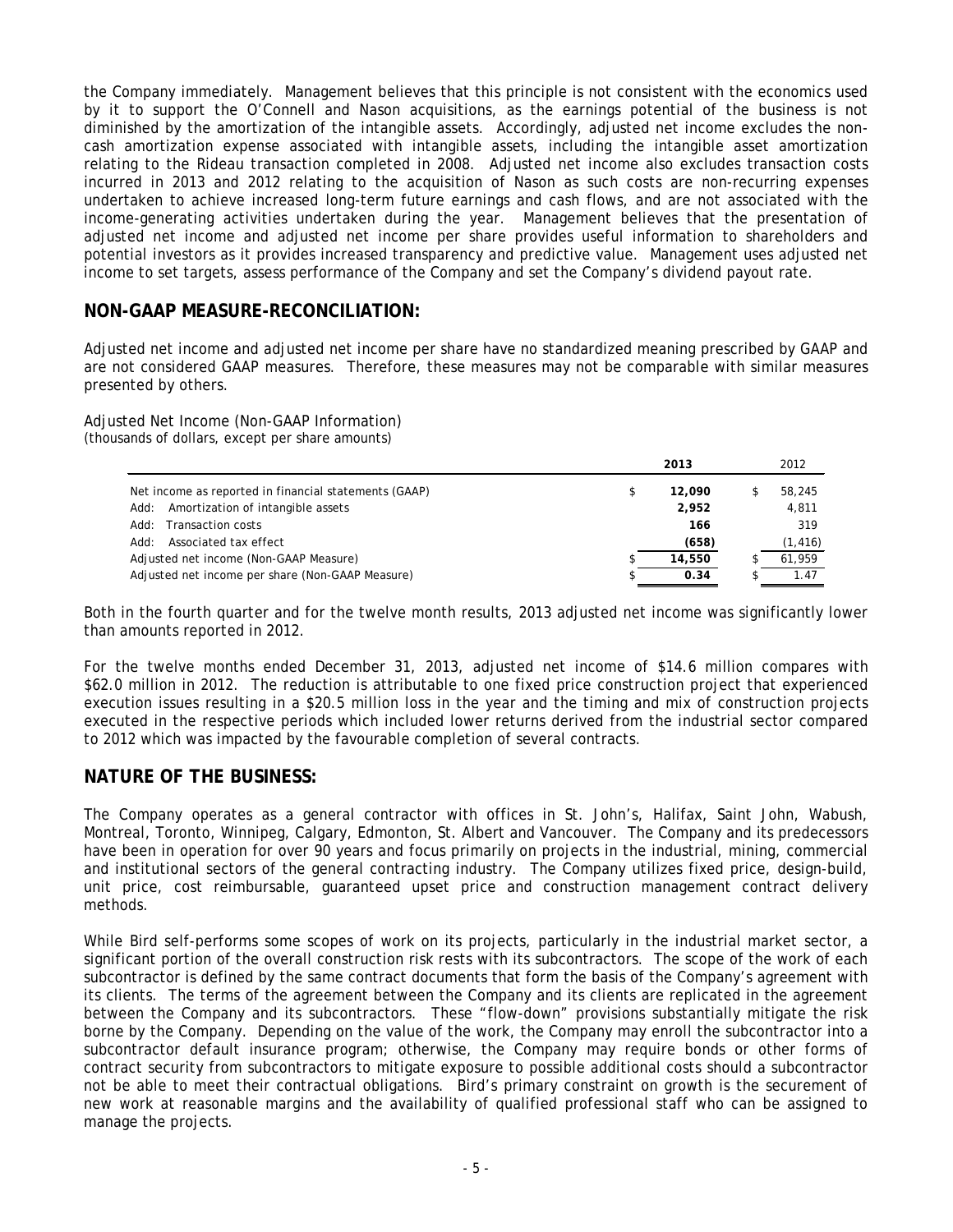the Company immediately. Management believes that this principle is not consistent with the economics used by it to support the O'Connell and Nason acquisitions, as the earnings potential of the business is not diminished by the amortization of the intangible assets. Accordingly, adjusted net income excludes the non-cash amortization expense associated with intangible assets, including the intangible asset amortization relating to the Rideau transaction completed in 2008. Adjusted net income also excludes transaction costs incurred in 2013 and 2012 relating to the acquisition of Nason as such costs are non-recurring expenses undertaken to achieve increased long-term future earnings and cash flows, and are not associated with the income-generating activities undertaken during the year. Management believes that the presentation of adjusted net income and adjusted net income per share provides useful information to shareholders and potential investors as it provides increased transparency and predictive value. Management uses adjusted net income to set targets, assess performance of the Company and set the Company's dividend payout rate.

## NON-GAAP MEASURE-RECONCILIATION:

Adjusted net income and adjusted net income per share have no standardized meaning prescribed by GAAP and are not considered GAAP measures. Therefore, these measures may not be comparable with similar measures presented by others.

Adjusted Net Income (Non-GAAP Information)
(thousands of dollars, except per share amounts)

| | **2013** | 2012 |
|---|---|---|
| Net income as reported in financial statements (GAAP) | $ **12,090** | $ 58,245 |
| Add: Amortization of intangible assets | **2,952** | 4,811 |
| Add: Transaction costs | **166** | 319 |
| Add: Associated tax effect | **(658)** | (1,416) |
| Adjusted net income (Non-GAAP Measure) | $ **14,550** | $ 61,959 |
| Adjusted net income per share (Non-GAAP Measure) | $ **0.34** | $ 1.47 |

Both in the fourth quarter and for the twelve month results, 2013 adjusted net income was significantly lower than amounts reported in 2012.

For the twelve months ended December 31, 2013, adjusted net income of $14.6 million compares with $62.0 million in 2012. The reduction is attributable to one fixed price construction project that experienced execution issues resulting in a $20.5 million loss in the year and the timing and mix of construction projects executed in the respective periods which included lower returns derived from the industrial sector compared to 2012 which was impacted by the favourable completion of several contracts.

## NATURE OF THE BUSINESS:

The Company operates as a general contractor with offices in St. John's, Halifax, Saint John, Wabush, Montreal, Toronto, Winnipeg, Calgary, Edmonton, St. Albert and Vancouver. The Company and its predecessors have been in operation for over 90 years and focus primarily on projects in the industrial, mining, commercial and institutional sectors of the general contracting industry. The Company utilizes fixed price, design-build, unit price, cost reimbursable, guaranteed upset price and construction management contract delivery methods.

While Bird self-performs some scopes of work on its projects, particularly in the industrial market sector, a significant portion of the overall construction risk rests with its subcontractors. The scope of the work of each subcontractor is defined by the same contract documents that form the basis of the Company's agreement with its clients. The terms of the agreement between the Company and its clients are replicated in the agreement between the Company and its subcontractors. These "flow-down" provisions substantially mitigate the risk borne by the Company. Depending on the value of the work, the Company may enroll the subcontractor into a subcontractor default insurance program; otherwise, the Company may require bonds or other forms of contract security from subcontractors to mitigate exposure to possible additional costs should a subcontractor not be able to meet their contractual obligations. Bird's primary constraint on growth is the securement of new work at reasonable margins and the availability of qualified professional staff who can be assigned to manage the projects.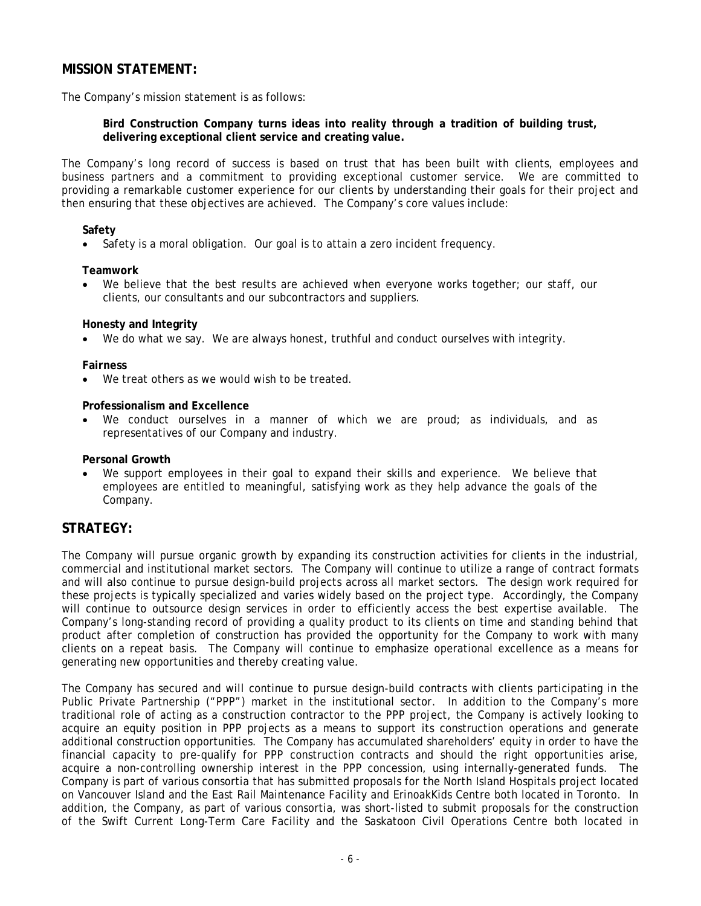## MISSION STATEMENT:

The Company's mission statement is as follows:

> **Bird Construction Company turns ideas into reality through a tradition of building trust, delivering exceptional client service and creating value.**

The Company's long record of success is based on trust that has been built with clients, employees and business partners and a commitment to providing exceptional customer service. We are committed to providing a remarkable customer experience for our clients by understanding their goals for their project and then ensuring that these objectives are achieved. The Company's core values include:

**Safety**

- Safety is a moral obligation. Our goal is to attain a zero incident frequency.

**Teamwork**

- We believe that the best results are achieved when everyone works together; our staff, our clients, our consultants and our subcontractors and suppliers.

**Honesty and Integrity**

- We do what we say. We are always honest, truthful and conduct ourselves with integrity.

**Fairness**

- We treat others as we would wish to be treated.

**Professionalism and Excellence**

- We conduct ourselves in a manner of which we are proud; as individuals, and as representatives of our Company and industry.

**Personal Growth**

- We support employees in their goal to expand their skills and experience. We believe that employees are entitled to meaningful, satisfying work as they help advance the goals of the Company.

## STRATEGY:

The Company will pursue organic growth by expanding its construction activities for clients in the industrial, commercial and institutional market sectors. The Company will continue to utilize a range of contract formats and will also continue to pursue design-build projects across all market sectors. The design work required for these projects is typically specialized and varies widely based on the project type. Accordingly, the Company will continue to outsource design services in order to efficiently access the best expertise available. The Company's long-standing record of providing a quality product to its clients on time and standing behind that product after completion of construction has provided the opportunity for the Company to work with many clients on a repeat basis. The Company will continue to emphasize operational excellence as a means for generating new opportunities and thereby creating value.

The Company has secured and will continue to pursue design-build contracts with clients participating in the Public Private Partnership ("PPP") market in the institutional sector. In addition to the Company's more traditional role of acting as a construction contractor to the PPP project, the Company is actively looking to acquire an equity position in PPP projects as a means to support its construction operations and generate additional construction opportunities. The Company has accumulated shareholders' equity in order to have the financial capacity to pre-qualify for PPP construction contracts and should the right opportunities arise, acquire a non-controlling ownership interest in the PPP concession, using internally-generated funds. The Company is part of various consortia that has submitted proposals for the North Island Hospitals project located on Vancouver Island and the East Rail Maintenance Facility and ErinoakKids Centre both located in Toronto. In addition, the Company, as part of various consortia, was short-listed to submit proposals for the construction of the Swift Current Long-Term Care Facility and the Saskatoon Civil Operations Centre both located in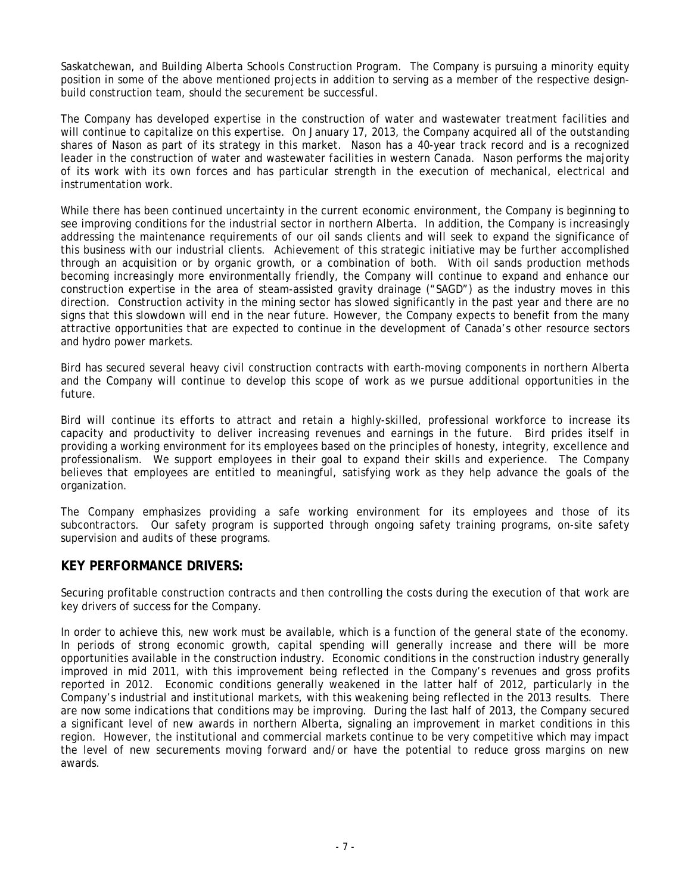Saskatchewan, and Building Alberta Schools Construction Program. The Company is pursuing a minority equity position in some of the above mentioned projects in addition to serving as a member of the respective design-build construction team, should the securement be successful.

The Company has developed expertise in the construction of water and wastewater treatment facilities and will continue to capitalize on this expertise. On January 17, 2013, the Company acquired all of the outstanding shares of Nason as part of its strategy in this market. Nason has a 40-year track record and is a recognized leader in the construction of water and wastewater facilities in western Canada. Nason performs the majority of its work with its own forces and has particular strength in the execution of mechanical, electrical and instrumentation work.

While there has been continued uncertainty in the current economic environment, the Company is beginning to see improving conditions for the industrial sector in northern Alberta. In addition, the Company is increasingly addressing the maintenance requirements of our oil sands clients and will seek to expand the significance of this business with our industrial clients. Achievement of this strategic initiative may be further accomplished through an acquisition or by organic growth, or a combination of both. With oil sands production methods becoming increasingly more environmentally friendly, the Company will continue to expand and enhance our construction expertise in the area of steam-assisted gravity drainage ("SAGD") as the industry moves in this direction. Construction activity in the mining sector has slowed significantly in the past year and there are no signs that this slowdown will end in the near future. However, the Company expects to benefit from the many attractive opportunities that are expected to continue in the development of Canada's other resource sectors and hydro power markets.

Bird has secured several heavy civil construction contracts with earth-moving components in northern Alberta and the Company will continue to develop this scope of work as we pursue additional opportunities in the future.

Bird will continue its efforts to attract and retain a highly-skilled, professional workforce to increase its capacity and productivity to deliver increasing revenues and earnings in the future. Bird prides itself in providing a working environment for its employees based on the principles of honesty, integrity, excellence and professionalism. We support employees in their goal to expand their skills and experience. The Company believes that employees are entitled to meaningful, satisfying work as they help advance the goals of the organization.

The Company emphasizes providing a safe working environment for its employees and those of its subcontractors. Our safety program is supported through ongoing safety training programs, on-site safety supervision and audits of these programs.

## KEY PERFORMANCE DRIVERS:

Securing profitable construction contracts and then controlling the costs during the execution of that work are key drivers of success for the Company.

In order to achieve this, new work must be available, which is a function of the general state of the economy. In periods of strong economic growth, capital spending will generally increase and there will be more opportunities available in the construction industry. Economic conditions in the construction industry generally improved in mid 2011, with this improvement being reflected in the Company's revenues and gross profits reported in 2012. Economic conditions generally weakened in the latter half of 2012, particularly in the Company's industrial and institutional markets, with this weakening being reflected in the 2013 results. There are now some indications that conditions may be improving. During the last half of 2013, the Company secured a significant level of new awards in northern Alberta, signaling an improvement in market conditions in this region. However, the institutional and commercial markets continue to be very competitive which may impact the level of new securements moving forward and/or have the potential to reduce gross margins on new awards.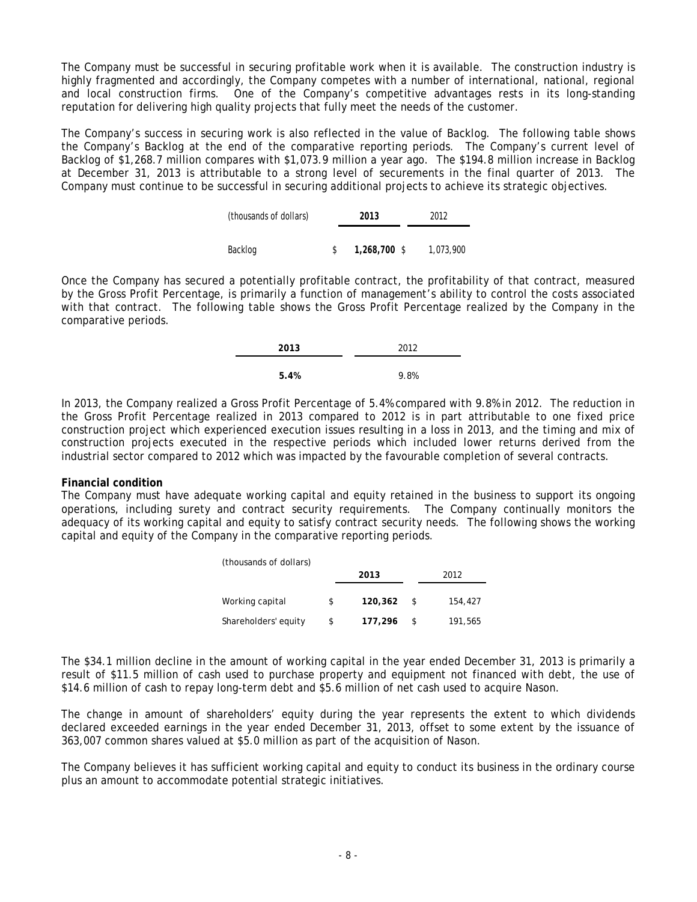The Company must be successful in securing profitable work when it is available. The construction industry is highly fragmented and accordingly, the Company competes with a number of international, national, regional and local construction firms. One of the Company's competitive advantages rests in its long-standing reputation for delivering high quality projects that fully meet the needs of the customer.

The Company's success in securing work is also reflected in the value of Backlog. The following table shows the Company's Backlog at the end of the comparative reporting periods. The Company's current level of Backlog of $1,268.7 million compares with $1,073.9 million a year ago. The $194.8 million increase in Backlog at December 31, 2013 is attributable to a strong level of securements in the final quarter of 2013. The Company must continue to be successful in securing additional projects to achieve its strategic objectives.

| *(thousands of dollars)* | **2013** | 2012 |
|---|---|---|
| Backlog | $ **1,268,700** | $ 1,073,900 |

Once the Company has secured a potentially profitable contract, the profitability of that contract, measured by the Gross Profit Percentage, is primarily a function of management's ability to control the costs associated with that contract. The following table shows the Gross Profit Percentage realized by the Company in the comparative periods.

| **2013** | 2012 |
|---|---|
| **5.4%** | 9.8% |

In 2013, the Company realized a Gross Profit Percentage of 5.4% compared with 9.8% in 2012. The reduction in the Gross Profit Percentage realized in 2013 compared to 2012 is in part attributable to one fixed price construction project which experienced execution issues resulting in a loss in 2013, and the timing and mix of construction projects executed in the respective periods which included lower returns derived from the industrial sector compared to 2012 which was impacted by the favourable completion of several contracts.

**Financial condition**

The Company must have adequate working capital and equity retained in the business to support its ongoing operations, including surety and contract security requirements. The Company continually monitors the adequacy of its working capital and equity to satisfy contract security needs. The following shows the working capital and equity of the Company in the comparative reporting periods.

| (thousands of dollars) | **2013** | 2012 |
|---|---|---|
| Working capital | $ **120,362** | $ 154,427 |
| Shareholders' equity | $ **177,296** | $ 191,565 |

The $34.1 million decline in the amount of working capital in the year ended December 31, 2013 is primarily a result of $11.5 million of cash used to purchase property and equipment not financed with debt, the use of $14.6 million of cash to repay long-term debt and $5.6 million of net cash used to acquire Nason.

The change in amount of shareholders' equity during the year represents the extent to which dividends declared exceeded earnings in the year ended December 31, 2013, offset to some extent by the issuance of 363,007 common shares valued at $5.0 million as part of the acquisition of Nason.

The Company believes it has sufficient working capital and equity to conduct its business in the ordinary course plus an amount to accommodate potential strategic initiatives.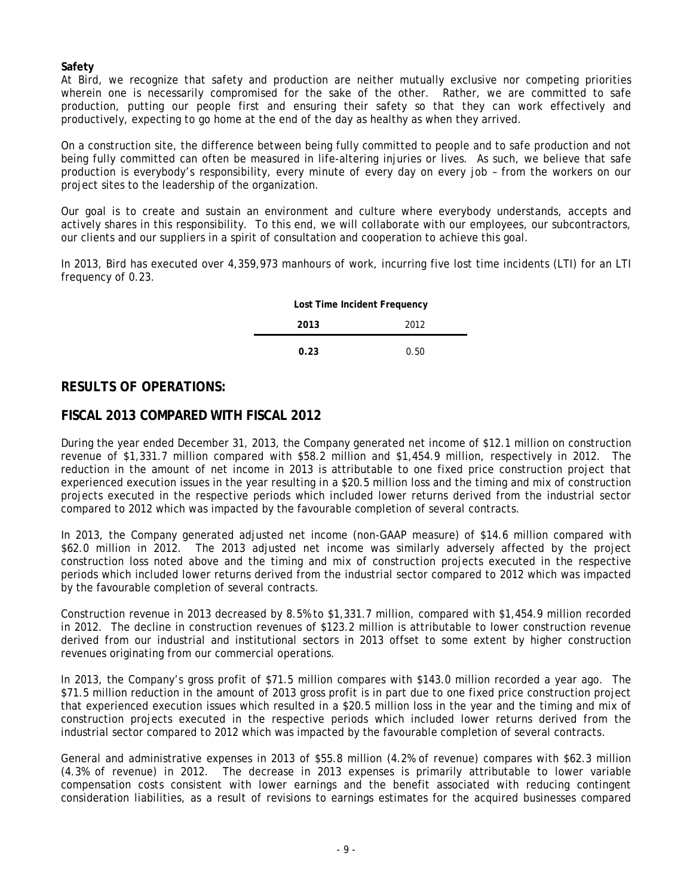**Safety**

At Bird, we recognize that safety and production are neither mutually exclusive nor competing priorities wherein one is necessarily compromised for the sake of the other. Rather, we are committed to safe production, putting our people first and ensuring their safety so that they can work effectively and productively, expecting to go home at the end of the day as healthy as when they arrived.

On a construction site, the difference between being fully committed to people and to safe production and not being fully committed can often be measured in life-altering injuries or lives. As such, we believe that safe production is everybody's responsibility, every minute of every day on every job – from the workers on our project sites to the leadership of the organization.

Our goal is to create and sustain an environment and culture where everybody understands, accepts and actively shares in this responsibility. To this end, we will collaborate with our employees, our subcontractors, our clients and our suppliers in a spirit of consultation and cooperation to achieve this goal.

In 2013, Bird has executed over 4,359,973 manhours of work, incurring five lost time incidents (LTI) for an LTI frequency of 0.23.

| **Lost Time Incident Frequency** | |
|---|---|
| **2013** | 2012 |
| **0.23** | 0.50 |

## RESULTS OF OPERATIONS:

## FISCAL 2013 COMPARED WITH FISCAL 2012

During the year ended December 31, 2013, the Company generated net income of $12.1 million on construction revenue of $1,331.7 million compared with $58.2 million and $1,454.9 million, respectively in 2012. The reduction in the amount of net income in 2013 is attributable to one fixed price construction project that experienced execution issues in the year resulting in a $20.5 million loss and the timing and mix of construction projects executed in the respective periods which included lower returns derived from the industrial sector compared to 2012 which was impacted by the favourable completion of several contracts.

In 2013, the Company generated adjusted net income (non-GAAP measure) of $14.6 million compared with $62.0 million in 2012. The 2013 adjusted net income was similarly adversely affected by the project construction loss noted above and the timing and mix of construction projects executed in the respective periods which included lower returns derived from the industrial sector compared to 2012 which was impacted by the favourable completion of several contracts.

Construction revenue in 2013 decreased by 8.5% to $1,331.7 million, compared with $1,454.9 million recorded in 2012. The decline in construction revenues of $123.2 million is attributable to lower construction revenue derived from our industrial and institutional sectors in 2013 offset to some extent by higher construction revenues originating from our commercial operations.

In 2013, the Company's gross profit of $71.5 million compares with $143.0 million recorded a year ago. The $71.5 million reduction in the amount of 2013 gross profit is in part due to one fixed price construction project that experienced execution issues which resulted in a $20.5 million loss in the year and the timing and mix of construction projects executed in the respective periods which included lower returns derived from the industrial sector compared to 2012 which was impacted by the favourable completion of several contracts.

General and administrative expenses in 2013 of $55.8 million (4.2% of revenue) compares with $62.3 million (4.3% of revenue) in 2012. The decrease in 2013 expenses is primarily attributable to lower variable compensation costs consistent with lower earnings and the benefit associated with reducing contingent consideration liabilities, as a result of revisions to earnings estimates for the acquired businesses compared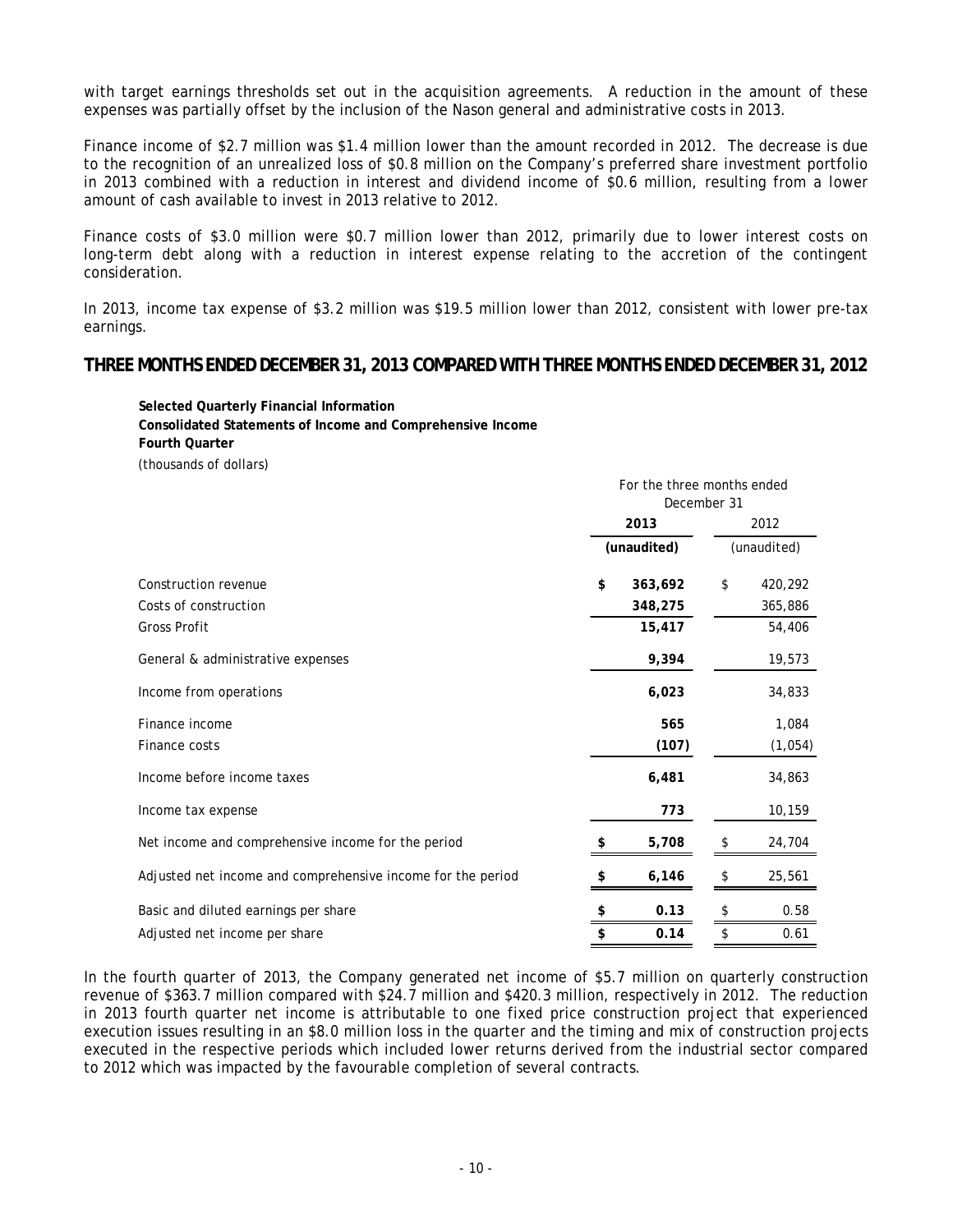with target earnings thresholds set out in the acquisition agreements. A reduction in the amount of these expenses was partially offset by the inclusion of the Nason general and administrative costs in 2013.

Finance income of $2.7 million was $1.4 million lower than the amount recorded in 2012. The decrease is due to the recognition of an unrealized loss of $0.8 million on the Company's preferred share investment portfolio in 2013 combined with a reduction in interest and dividend income of $0.6 million, resulting from a lower amount of cash available to invest in 2013 relative to 2012.

Finance costs of $3.0 million were $0.7 million lower than 2012, primarily due to lower interest costs on long-term debt along with a reduction in interest expense relating to the accretion of the contingent consideration.

In 2013, income tax expense of $3.2 million was $19.5 million lower than 2012, consistent with lower pre-tax earnings.

## THREE MONTHS ENDED DECEMBER 31, 2013 COMPARED WITH THREE MONTHS ENDED DECEMBER 31, 2012

**Selected Quarterly Financial Information**
**Consolidated Statements of Income and Comprehensive Income**
**Fourth Quarter**
*(thousands of dollars)*

| | For the three months ended December 31 | |
|---|---|---|
| | **2013** | 2012 |
| | **(unaudited)** | (unaudited) |
| Construction revenue | **$ 363,692** | $ 420,292 |
| Costs of construction | **348,275** | 365,886 |
| Gross Profit | **15,417** | 54,406 |
| General & administrative expenses | **9,394** | 19,573 |
| Income from operations | **6,023** | 34,833 |
| Finance income | **565** | 1,084 |
| Finance costs | **(107)** | (1,054) |
| Income before income taxes | **6,481** | 34,863 |
| Income tax expense | **773** | 10,159 |
| Net income and comprehensive income for the period | **$ 5,708** | $ 24,704 |
| Adjusted net income and comprehensive income for the period | **$ 6,146** | $ 25,561 |
| Basic and diluted earnings per share | **$ 0.13** | $ 0.58 |
| Adjusted net income per share | **$ 0.14** | $ 0.61 |

In the fourth quarter of 2013, the Company generated net income of $5.7 million on quarterly construction revenue of $363.7 million compared with $24.7 million and $420.3 million, respectively in 2012. The reduction in 2013 fourth quarter net income is attributable to one fixed price construction project that experienced execution issues resulting in an $8.0 million loss in the quarter and the timing and mix of construction projects executed in the respective periods which included lower returns derived from the industrial sector compared to 2012 which was impacted by the favourable completion of several contracts.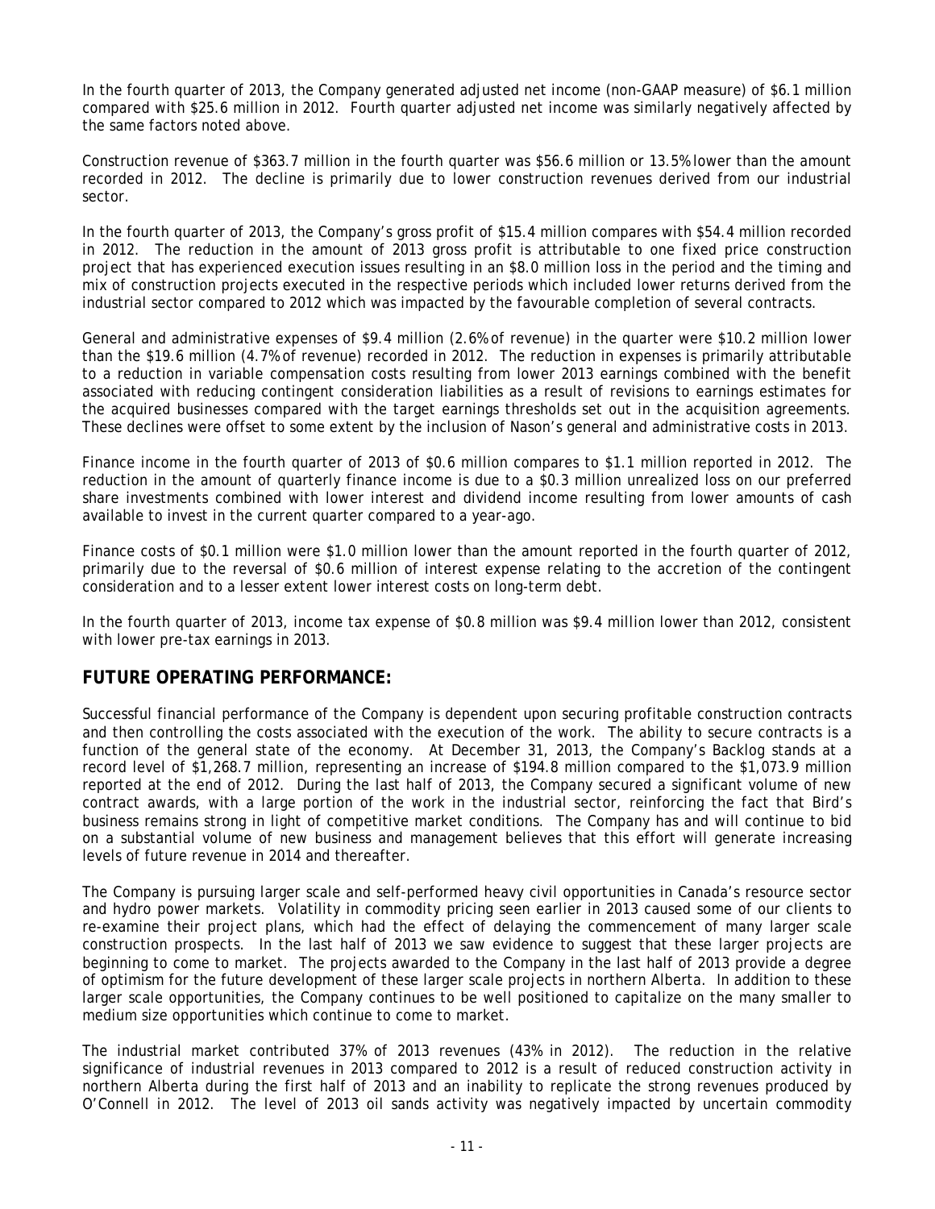In the fourth quarter of 2013, the Company generated adjusted net income (non-GAAP measure) of $6.1 million compared with $25.6 million in 2012. Fourth quarter adjusted net income was similarly negatively affected by the same factors noted above.

Construction revenue of $363.7 million in the fourth quarter was $56.6 million or 13.5% lower than the amount recorded in 2012. The decline is primarily due to lower construction revenues derived from our industrial sector.

In the fourth quarter of 2013, the Company's gross profit of $15.4 million compares with $54.4 million recorded in 2012. The reduction in the amount of 2013 gross profit is attributable to one fixed price construction project that has experienced execution issues resulting in an $8.0 million loss in the period and the timing and mix of construction projects executed in the respective periods which included lower returns derived from the industrial sector compared to 2012 which was impacted by the favourable completion of several contracts.

General and administrative expenses of $9.4 million (2.6% of revenue) in the quarter were $10.2 million lower than the $19.6 million (4.7% of revenue) recorded in 2012. The reduction in expenses is primarily attributable to a reduction in variable compensation costs resulting from lower 2013 earnings combined with the benefit associated with reducing contingent consideration liabilities as a result of revisions to earnings estimates for the acquired businesses compared with the target earnings thresholds set out in the acquisition agreements. These declines were offset to some extent by the inclusion of Nason's general and administrative costs in 2013.

Finance income in the fourth quarter of 2013 of $0.6 million compares to $1.1 million reported in 2012. The reduction in the amount of quarterly finance income is due to a $0.3 million unrealized loss on our preferred share investments combined with lower interest and dividend income resulting from lower amounts of cash available to invest in the current quarter compared to a year-ago.

Finance costs of $0.1 million were $1.0 million lower than the amount reported in the fourth quarter of 2012, primarily due to the reversal of $0.6 million of interest expense relating to the accretion of the contingent consideration and to a lesser extent lower interest costs on long-term debt.

In the fourth quarter of 2013, income tax expense of $0.8 million was $9.4 million lower than 2012, consistent with lower pre-tax earnings in 2013.

## FUTURE OPERATING PERFORMANCE:

Successful financial performance of the Company is dependent upon securing profitable construction contracts and then controlling the costs associated with the execution of the work. The ability to secure contracts is a function of the general state of the economy. At December 31, 2013, the Company's Backlog stands at a record level of $1,268.7 million, representing an increase of $194.8 million compared to the $1,073.9 million reported at the end of 2012. During the last half of 2013, the Company secured a significant volume of new contract awards, with a large portion of the work in the industrial sector, reinforcing the fact that Bird's business remains strong in light of competitive market conditions. The Company has and will continue to bid on a substantial volume of new business and management believes that this effort will generate increasing levels of future revenue in 2014 and thereafter.

The Company is pursuing larger scale and self-performed heavy civil opportunities in Canada's resource sector and hydro power markets. Volatility in commodity pricing seen earlier in 2013 caused some of our clients to re-examine their project plans, which had the effect of delaying the commencement of many larger scale construction prospects. In the last half of 2013 we saw evidence to suggest that these larger projects are beginning to come to market. The projects awarded to the Company in the last half of 2013 provide a degree of optimism for the future development of these larger scale projects in northern Alberta. In addition to these larger scale opportunities, the Company continues to be well positioned to capitalize on the many smaller to medium size opportunities which continue to come to market.

The industrial market contributed 37% of 2013 revenues (43% in 2012). The reduction in the relative significance of industrial revenues in 2013 compared to 2012 is a result of reduced construction activity in northern Alberta during the first half of 2013 and an inability to replicate the strong revenues produced by O'Connell in 2012. The level of 2013 oil sands activity was negatively impacted by uncertain commodity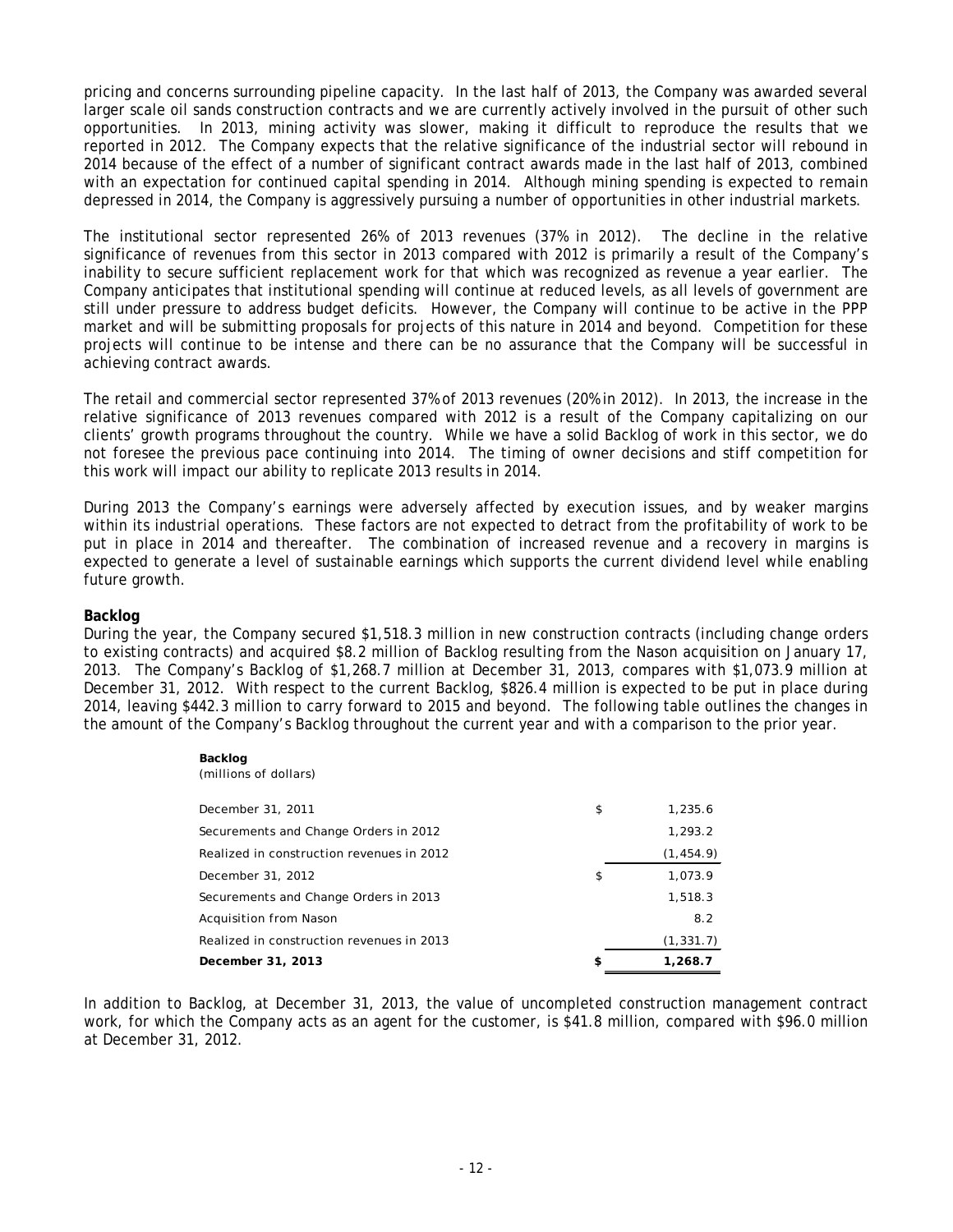pricing and concerns surrounding pipeline capacity. In the last half of 2013, the Company was awarded several larger scale oil sands construction contracts and we are currently actively involved in the pursuit of other such opportunities. In 2013, mining activity was slower, making it difficult to reproduce the results that we reported in 2012. The Company expects that the relative significance of the industrial sector will rebound in 2014 because of the effect of a number of significant contract awards made in the last half of 2013, combined with an expectation for continued capital spending in 2014. Although mining spending is expected to remain depressed in 2014, the Company is aggressively pursuing a number of opportunities in other industrial markets.

The institutional sector represented 26% of 2013 revenues (37% in 2012). The decline in the relative significance of revenues from this sector in 2013 compared with 2012 is primarily a result of the Company's inability to secure sufficient replacement work for that which was recognized as revenue a year earlier. The Company anticipates that institutional spending will continue at reduced levels, as all levels of government are still under pressure to address budget deficits. However, the Company will continue to be active in the PPP market and will be submitting proposals for projects of this nature in 2014 and beyond. Competition for these projects will continue to be intense and there can be no assurance that the Company will be successful in achieving contract awards.

The retail and commercial sector represented 37% of 2013 revenues (20% in 2012). In 2013, the increase in the relative significance of 2013 revenues compared with 2012 is a result of the Company capitalizing on our clients' growth programs throughout the country. While we have a solid Backlog of work in this sector, we do not foresee the previous pace continuing into 2014. The timing of owner decisions and stiff competition for this work will impact our ability to replicate 2013 results in 2014.

During 2013 the Company's earnings were adversely affected by execution issues, and by weaker margins within its industrial operations. These factors are not expected to detract from the profitability of work to be put in place in 2014 and thereafter. The combination of increased revenue and a recovery in margins is expected to generate a level of sustainable earnings which supports the current dividend level while enabling future growth.

**Backlog**

During the year, the Company secured $1,518.3 million in new construction contracts (including change orders to existing contracts) and acquired $8.2 million of Backlog resulting from the Nason acquisition on January 17, 2013. The Company's Backlog of $1,268.7 million at December 31, 2013, compares with $1,073.9 million at December 31, 2012. With respect to the current Backlog, $826.4 million is expected to be put in place during 2014, leaving $442.3 million to carry forward to 2015 and beyond. The following table outlines the changes in the amount of the Company's Backlog throughout the current year and with a comparison to the prior year.

| **Backlog** (millions of dollars) | |
|---|---|
| December 31, 2011 | $ 1,235.6 |
| Securements and Change Orders in 2012 | 1,293.2 |
| Realized in construction revenues in 2012 | (1,454.9) |
| December 31, 2012 | $ 1,073.9 |
| Securements and Change Orders in 2013 | 1,518.3 |
| Acquisition from Nason | 8.2 |
| Realized in construction revenues in 2013 | (1,331.7) |
| **December 31, 2013** | **$ 1,268.7** |

In addition to Backlog, at December 31, 2013, the value of uncompleted construction management contract work, for which the Company acts as an agent for the customer, is $41.8 million, compared with $96.0 million at December 31, 2012.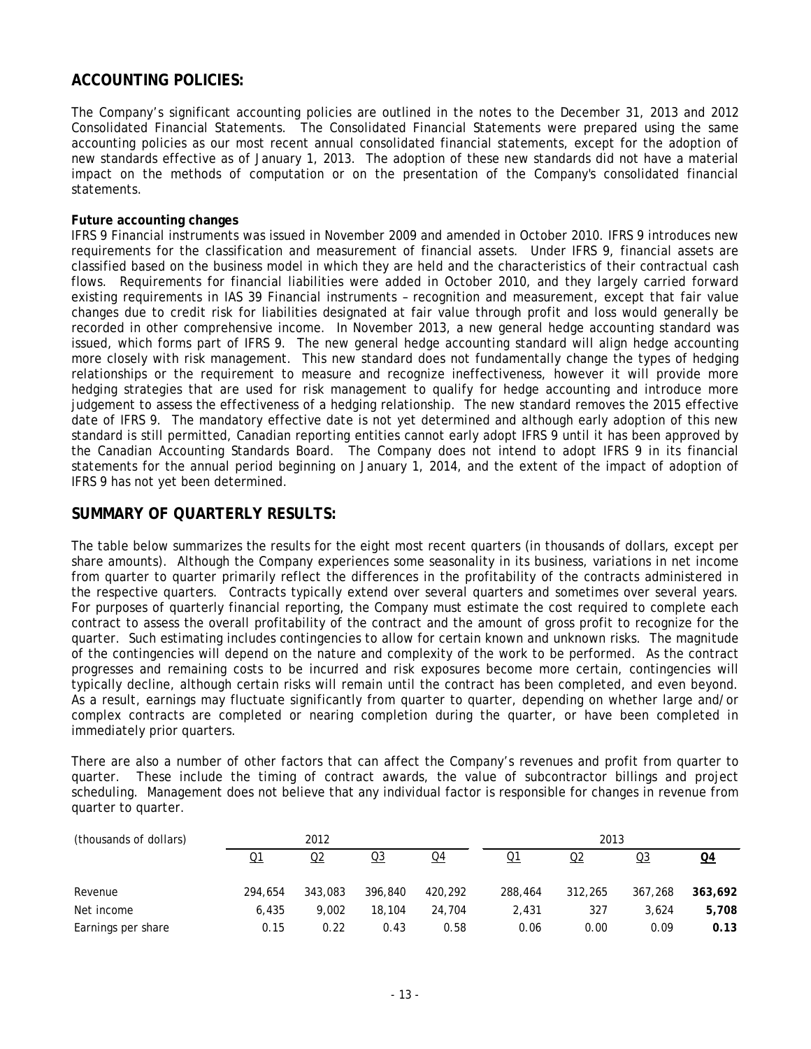## ACCOUNTING POLICIES:

The Company's significant accounting policies are outlined in the notes to the December 31, 2013 and 2012 Consolidated Financial Statements. The Consolidated Financial Statements were prepared using the same accounting policies as our most recent annual consolidated financial statements, except for the adoption of new standards effective as of January 1, 2013. The adoption of these new standards did not have a material impact on the methods of computation or on the presentation of the Company's consolidated financial statements.

**Future accounting changes**

IFRS 9 Financial instruments was issued in November 2009 and amended in October 2010. IFRS 9 introduces new requirements for the classification and measurement of financial assets. Under IFRS 9, financial assets are classified based on the business model in which they are held and the characteristics of their contractual cash flows. Requirements for financial liabilities were added in October 2010, and they largely carried forward existing requirements in IAS 39 Financial instruments – recognition and measurement, except that fair value changes due to credit risk for liabilities designated at fair value through profit and loss would generally be recorded in other comprehensive income. In November 2013, a new general hedge accounting standard was issued, which forms part of IFRS 9. The new general hedge accounting standard will align hedge accounting more closely with risk management. This new standard does not fundamentally change the types of hedging relationships or the requirement to measure and recognize ineffectiveness, however it will provide more hedging strategies that are used for risk management to qualify for hedge accounting and introduce more judgement to assess the effectiveness of a hedging relationship. The new standard removes the 2015 effective date of IFRS 9. The mandatory effective date is not yet determined and although early adoption of this new standard is still permitted, Canadian reporting entities cannot early adopt IFRS 9 until it has been approved by the Canadian Accounting Standards Board. The Company does not intend to adopt IFRS 9 in its financial statements for the annual period beginning on January 1, 2014, and the extent of the impact of adoption of IFRS 9 has not yet been determined.

## SUMMARY OF QUARTERLY RESULTS:

The table below summarizes the results for the eight most recent quarters (in thousands of dollars, except per share amounts). Although the Company experiences some seasonality in its business, variations in net income from quarter to quarter primarily reflect the differences in the profitability of the contracts administered in the respective quarters. Contracts typically extend over several quarters and sometimes over several years. For purposes of quarterly financial reporting, the Company must estimate the cost required to complete each contract to assess the overall profitability of the contract and the amount of gross profit to recognize for the quarter. Such estimating includes contingencies to allow for certain known and unknown risks. The magnitude of the contingencies will depend on the nature and complexity of the work to be performed. As the contract progresses and remaining costs to be incurred and risk exposures become more certain, contingencies will typically decline, although certain risks will remain until the contract has been completed, and even beyond. As a result, earnings may fluctuate significantly from quarter to quarter, depending on whether large and/or complex contracts are completed or nearing completion during the quarter, or have been completed in immediately prior quarters.

There are also a number of other factors that can affect the Company's revenues and profit from quarter to quarter. These include the timing of contract awards, the value of subcontractor billings and project scheduling. Management does not believe that any individual factor is responsible for changes in revenue from quarter to quarter.

| (thousands of dollars) | 2012 | | | | 2013 | | | |
|---|---|---|---|---|---|---|---|---|
| | Q1 | Q2 | Q3 | Q4 | Q1 | Q2 | Q3 | **Q4** |
| Revenue | 294,654 | 343,083 | 396,840 | 420,292 | 288,464 | 312,265 | 367,268 | **363,692** |
| Net income | 6,435 | 9,002 | 18,104 | 24,704 | 2,431 | 327 | 3,624 | **5,708** |
| Earnings per share | 0.15 | 0.22 | 0.43 | 0.58 | 0.06 | 0.00 | 0.09 | **0.13** |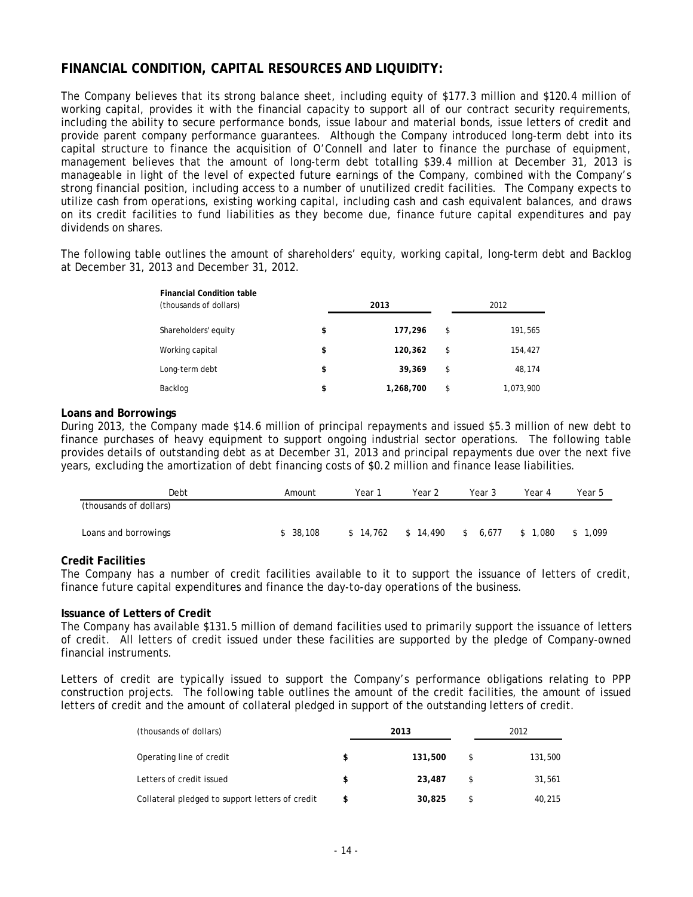## FINANCIAL CONDITION, CAPITAL RESOURCES AND LIQUIDITY:

The Company believes that its strong balance sheet, including equity of $177.3 million and $120.4 million of working capital, provides it with the financial capacity to support all of our contract security requirements, including the ability to secure performance bonds, issue labour and material bonds, issue letters of credit and provide parent company performance guarantees. Although the Company introduced long-term debt into its capital structure to finance the acquisition of O'Connell and later to finance the purchase of equipment, management believes that the amount of long-term debt totalling $39.4 million at December 31, 2013 is manageable in light of the level of expected future earnings of the Company, combined with the Company's strong financial position, including access to a number of unutilized credit facilities. The Company expects to utilize cash from operations, existing working capital, including cash and cash equivalent balances, and draws on its credit facilities to fund liabilities as they become due, finance future capital expenditures and pay dividends on shares.

The following table outlines the amount of shareholders' equity, working capital, long-term debt and Backlog at December 31, 2013 and December 31, 2012.

| **Financial Condition table** (thousands of dollars) | **2013** | 2012 |
|---|---|---|
| Shareholders' equity | **$ 177,296** | $ 191,565 |
| Working capital | **$ 120,362** | $ 154,427 |
| Long-term debt | **$ 39,369** | $ 48,174 |
| Backlog | **$ 1,268,700** | $ 1,073,900 |

**Loans and Borrowings**

During 2013, the Company made $14.6 million of principal repayments and issued $5.3 million of new debt to finance purchases of heavy equipment to support ongoing industrial sector operations. The following table provides details of outstanding debt as at December 31, 2013 and principal repayments due over the next five years, excluding the amortization of debt financing costs of $0.2 million and finance lease liabilities.

| Debt | Amount | Year 1 | Year 2 | Year 3 | Year 4 | Year 5 |
|---|---|---|---|---|---|---|
| (thousands of dollars) | | | | | | |
| Loans and borrowings | $ 38,108 | $ 14,762 | $ 14,490 | $ 6,677 | $ 1,080 | $ 1,099 |

**Credit Facilities**

The Company has a number of credit facilities available to it to support the issuance of letters of credit, finance future capital expenditures and finance the day-to-day operations of the business.

**Issuance of Letters of Credit**

The Company has available $131.5 million of demand facilities used to primarily support the issuance of letters of credit. All letters of credit issued under these facilities are supported by the pledge of Company-owned financial instruments.

Letters of credit are typically issued to support the Company's performance obligations relating to PPP construction projects. The following table outlines the amount of the credit facilities, the amount of issued letters of credit and the amount of collateral pledged in support of the outstanding letters of credit.

| (thousands of dollars) | **2013** | 2012 |
|---|---|---|
| Operating line of credit | **$ 131,500** | $ 131,500 |
| Letters of credit issued | **$ 23,487** | $ 31,561 |
| Collateral pledged to support letters of credit | **$ 30,825** | $ 40,215 |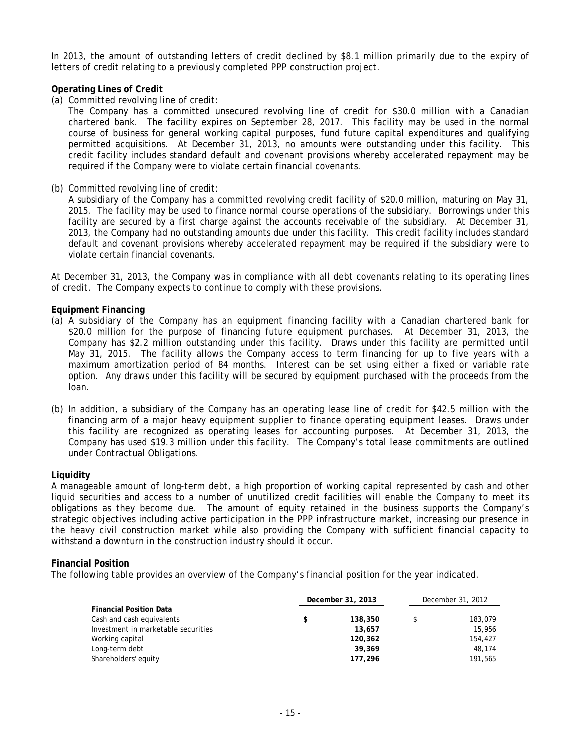In 2013, the amount of outstanding letters of credit declined by $8.1 million primarily due to the expiry of letters of credit relating to a previously completed PPP construction project.

**Operating Lines of Credit**

(a) Committed revolving line of credit:

The Company has a committed unsecured revolving line of credit for $30.0 million with a Canadian chartered bank. The facility expires on September 28, 2017. This facility may be used in the normal course of business for general working capital purposes, fund future capital expenditures and qualifying permitted acquisitions. At December 31, 2013, no amounts were outstanding under this facility. This credit facility includes standard default and covenant provisions whereby accelerated repayment may be required if the Company were to violate certain financial covenants.

(b) Committed revolving line of credit:

A subsidiary of the Company has a committed revolving credit facility of $20.0 million, maturing on May 31, 2015. The facility may be used to finance normal course operations of the subsidiary. Borrowings under this facility are secured by a first charge against the accounts receivable of the subsidiary. At December 31, 2013, the Company had no outstanding amounts due under this facility. This credit facility includes standard default and covenant provisions whereby accelerated repayment may be required if the subsidiary were to violate certain financial covenants.

At December 31, 2013, the Company was in compliance with all debt covenants relating to its operating lines of credit. The Company expects to continue to comply with these provisions.

**Equipment Financing**

(a) A subsidiary of the Company has an equipment financing facility with a Canadian chartered bank for $20.0 million for the purpose of financing future equipment purchases. At December 31, 2013, the Company has $2.2 million outstanding under this facility. Draws under this facility are permitted until May 31, 2015. The facility allows the Company access to term financing for up to five years with a maximum amortization period of 84 months. Interest can be set using either a fixed or variable rate option. Any draws under this facility will be secured by equipment purchased with the proceeds from the loan.

(b) In addition, a subsidiary of the Company has an operating lease line of credit for $42.5 million with the financing arm of a major heavy equipment supplier to finance operating equipment leases. Draws under this facility are recognized as operating leases for accounting purposes. At December 31, 2013, the Company has used $19.3 million under this facility. The Company's total lease commitments are outlined under Contractual Obligations.

**Liquidity**

A manageable amount of long-term debt, a high proportion of working capital represented by cash and other liquid securities and access to a number of unutilized credit facilities will enable the Company to meet its obligations as they become due. The amount of equity retained in the business supports the Company's strategic objectives including active participation in the PPP infrastructure market, increasing our presence in the heavy civil construction market while also providing the Company with sufficient financial capacity to withstand a downturn in the construction industry should it occur.

**Financial Position**

The following table provides an overview of the Company's financial position for the year indicated.

| | **December 31, 2013** | December 31, 2012 |
|---|---|---|
| **Financial Position Data** | | |
| Cash and cash equivalents | **$ 138,350** | $ 183,079 |
| Investment in marketable securities | **13,657** | 15,956 |
| Working capital | **120,362** | 154,427 |
| Long-term debt | **39,369** | 48,174 |
| Shareholders' equity | **177,296** | 191,565 |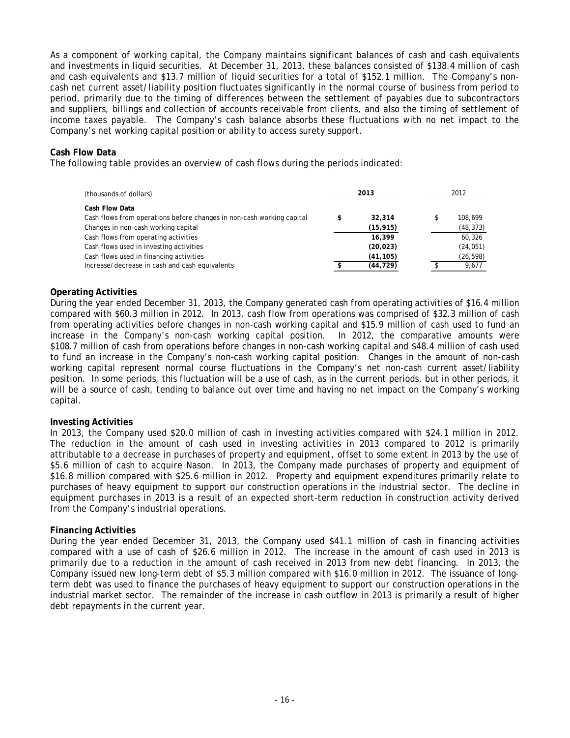As a component of working capital, the Company maintains significant balances of cash and cash equivalents and investments in liquid securities. At December 31, 2013, these balances consisted of $138.4 million of cash and cash equivalents and $13.7 million of liquid securities for a total of $152.1 million. The Company's non-cash net current asset/liability position fluctuates significantly in the normal course of business from period to period, primarily due to the timing of differences between the settlement of payables due to subcontractors and suppliers, billings and collection of accounts receivable from clients, and also the timing of settlement of income taxes payable. The Company's cash balance absorbs these fluctuations with no net impact to the Company's net working capital position or ability to access surety support.

**Cash Flow Data**

The following table provides an overview of cash flows during the periods indicated:

| (thousands of dollars) | **2013** | 2012 |
|---|---|---|
| **Cash Flow Data** | | |
| Cash flows from operations before changes in non-cash working capital | **$ 32,314** | $ 108,699 |
| Changes in non-cash working capital | **(15,915)** | (48,373) |
| Cash flows from operating activities | **16,399** | 60,326 |
| Cash flows used in investing activities | **(20,023)** | (24,051) |
| Cash flows used in financing activities | **(41,105)** | (26,598) |
| Increase/decrease in cash and cash equivalents | **$ (44,729)** | $ 9,677 |

**Operating Activities**

During the year ended December 31, 2013, the Company generated cash from operating activities of $16.4 million compared with $60.3 million in 2012. In 2013, cash flow from operations was comprised of $32.3 million of cash from operating activities before changes in non-cash working capital and $15.9 million of cash used to fund an increase in the Company's non-cash working capital position. In 2012, the comparative amounts were $108.7 million of cash from operations before changes in non-cash working capital and $48.4 million of cash used to fund an increase in the Company's non-cash working capital position. Changes in the amount of non-cash working capital represent normal course fluctuations in the Company's net non-cash current asset/liability position. In some periods, this fluctuation will be a use of cash, as in the current periods, but in other periods, it will be a source of cash, tending to balance out over time and having no net impact on the Company's working capital.

**Investing Activities**

In 2013, the Company used $20.0 million of cash in investing activities compared with $24.1 million in 2012. The reduction in the amount of cash used in investing activities in 2013 compared to 2012 is primarily attributable to a decrease in purchases of property and equipment, offset to some extent in 2013 by the use of $5.6 million of cash to acquire Nason. In 2013, the Company made purchases of property and equipment of $16.8 million compared with $25.6 million in 2012. Property and equipment expenditures primarily relate to purchases of heavy equipment to support our construction operations in the industrial sector. The decline in equipment purchases in 2013 is a result of an expected short-term reduction in construction activity derived from the Company's industrial operations.

**Financing Activities**

During the year ended December 31, 2013, the Company used $41.1 million of cash in financing activities compared with a use of cash of $26.6 million in 2012. The increase in the amount of cash used in 2013 is primarily due to a reduction in the amount of cash received in 2013 from new debt financing. In 2013, the Company issued new long-term debt of $5.3 million compared with $16.0 million in 2012. The issuance of long-term debt was used to finance the purchases of heavy equipment to support our construction operations in the industrial market sector. The remainder of the increase in cash outflow in 2013 is primarily a result of higher debt repayments in the current year.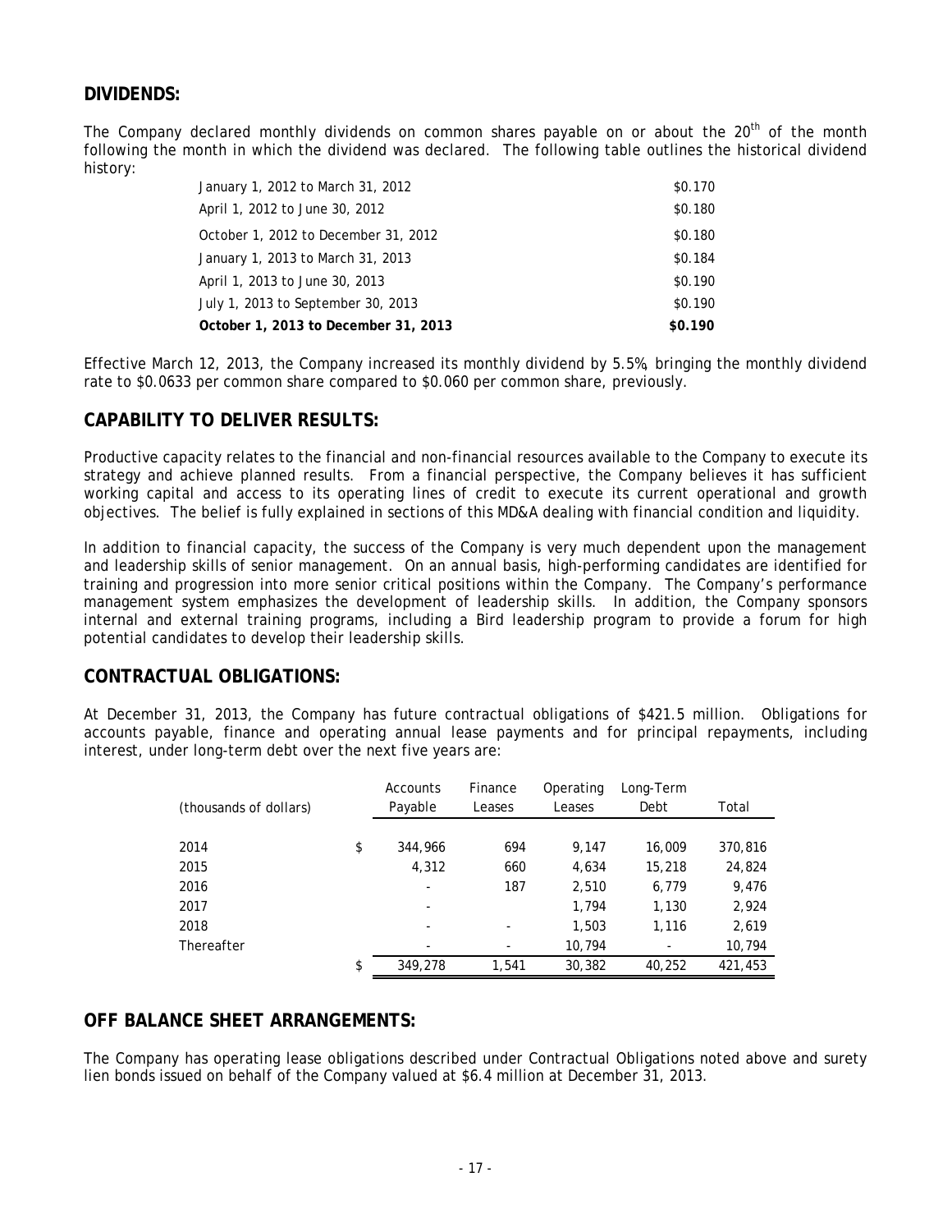## DIVIDENDS:

The Company declared monthly dividends on common shares payable on or about the 20th of the month following the month in which the dividend was declared. The following table outlines the historical dividend history:

| | |
|---|---|
| January 1, 2012 to March 31, 2012 | \$0.170 |
| April 1, 2012 to June 30, 2012 | \$0.180 |
| October 1, 2012 to December 31, 2012 | \$0.180 |
| January 1, 2013 to March 31, 2013 | \$0.184 |
| April 1, 2013 to June 30, 2013 | \$0.190 |
| July 1, 2013 to September 30, 2013 | \$0.190 |
| **October 1, 2013 to December 31, 2013** | **\$0.190** |

Effective March 12, 2013, the Company increased its monthly dividend by 5.5%, bringing the monthly dividend rate to \$0.0633 per common share compared to \$0.060 per common share, previously.

## CAPABILITY TO DELIVER RESULTS:

Productive capacity relates to the financial and non-financial resources available to the Company to execute its strategy and achieve planned results. From a financial perspective, the Company believes it has sufficient working capital and access to its operating lines of credit to execute its current operational and growth objectives. The belief is fully explained in sections of this MD&A dealing with financial condition and liquidity.

In addition to financial capacity, the success of the Company is very much dependent upon the management and leadership skills of senior management. On an annual basis, high-performing candidates are identified for training and progression into more senior critical positions within the Company. The Company's performance management system emphasizes the development of leadership skills. In addition, the Company sponsors internal and external training programs, including a Bird leadership program to provide a forum for high potential candidates to develop their leadership skills.

## CONTRACTUAL OBLIGATIONS:

At December 31, 2013, the Company has future contractual obligations of \$421.5 million. Obligations for accounts payable, finance and operating annual lease payments and for principal repayments, including interest, under long-term debt over the next five years are:

| (thousands of dollars) | Accounts Payable | Finance Leases | Operating Leases | Long-Term Debt | Total |
|---|---|---|---|---|---|
| 2014 | \$ 344,966 | 694 | 9,147 | 16,009 | 370,816 |
| 2015 | 4,312 | 660 | 4,634 | 15,218 | 24,824 |
| 2016 | - | 187 | 2,510 | 6,779 | 9,476 |
| 2017 | - | | 1,794 | 1,130 | 2,924 |
| 2018 | - | - | 1,503 | 1,116 | 2,619 |
| Thereafter | - | - | 10,794 | - | 10,794 |
| | \$ 349,278 | 1,541 | 30,382 | 40,252 | 421,453 |

## OFF BALANCE SHEET ARRANGEMENTS:

The Company has operating lease obligations described under Contractual Obligations noted above and surety lien bonds issued on behalf of the Company valued at \$6.4 million at December 31, 2013.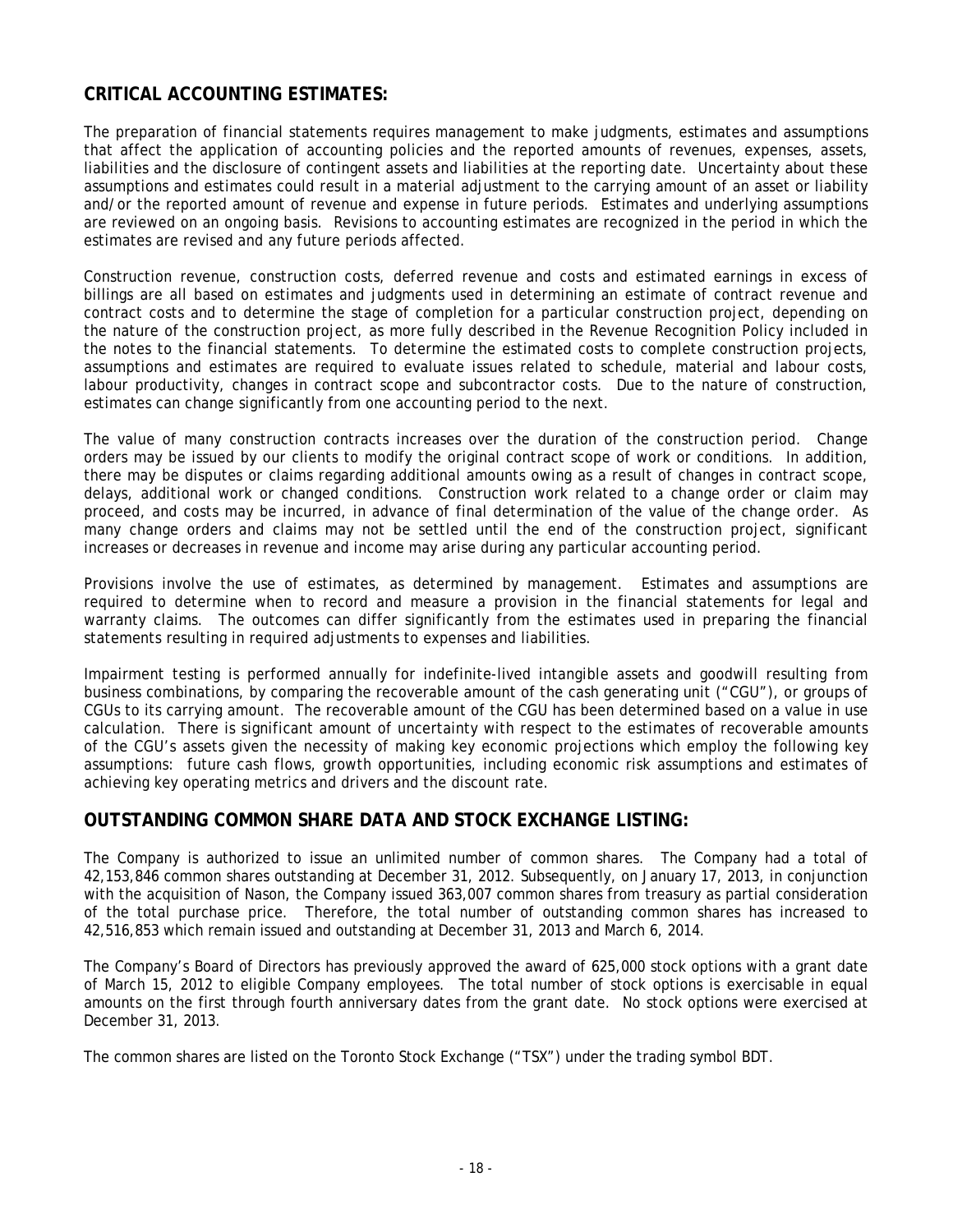## CRITICAL ACCOUNTING ESTIMATES:

The preparation of financial statements requires management to make judgments, estimates and assumptions that affect the application of accounting policies and the reported amounts of revenues, expenses, assets, liabilities and the disclosure of contingent assets and liabilities at the reporting date. Uncertainty about these assumptions and estimates could result in a material adjustment to the carrying amount of an asset or liability and/or the reported amount of revenue and expense in future periods. Estimates and underlying assumptions are reviewed on an ongoing basis. Revisions to accounting estimates are recognized in the period in which the estimates are revised and any future periods affected.

Construction revenue, construction costs, deferred revenue and costs and estimated earnings in excess of billings are all based on estimates and judgments used in determining an estimate of contract revenue and contract costs and to determine the stage of completion for a particular construction project, depending on the nature of the construction project, as more fully described in the Revenue Recognition Policy included in the notes to the financial statements. To determine the estimated costs to complete construction projects, assumptions and estimates are required to evaluate issues related to schedule, material and labour costs, labour productivity, changes in contract scope and subcontractor costs. Due to the nature of construction, estimates can change significantly from one accounting period to the next.

The value of many construction contracts increases over the duration of the construction period. Change orders may be issued by our clients to modify the original contract scope of work or conditions. In addition, there may be disputes or claims regarding additional amounts owing as a result of changes in contract scope, delays, additional work or changed conditions. Construction work related to a change order or claim may proceed, and costs may be incurred, in advance of final determination of the value of the change order. As many change orders and claims may not be settled until the end of the construction project, significant increases or decreases in revenue and income may arise during any particular accounting period.

Provisions involve the use of estimates, as determined by management. Estimates and assumptions are required to determine when to record and measure a provision in the financial statements for legal and warranty claims. The outcomes can differ significantly from the estimates used in preparing the financial statements resulting in required adjustments to expenses and liabilities.

Impairment testing is performed annually for indefinite-lived intangible assets and goodwill resulting from business combinations, by comparing the recoverable amount of the cash generating unit ("CGU"), or groups of CGUs to its carrying amount. The recoverable amount of the CGU has been determined based on a value in use calculation. There is significant amount of uncertainty with respect to the estimates of recoverable amounts of the CGU's assets given the necessity of making key economic projections which employ the following key assumptions: future cash flows, growth opportunities, including economic risk assumptions and estimates of achieving key operating metrics and drivers and the discount rate.

## OUTSTANDING COMMON SHARE DATA AND STOCK EXCHANGE LISTING:

The Company is authorized to issue an unlimited number of common shares. The Company had a total of 42,153,846 common shares outstanding at December 31, 2012. Subsequently, on January 17, 2013, in conjunction with the acquisition of Nason, the Company issued 363,007 common shares from treasury as partial consideration of the total purchase price. Therefore, the total number of outstanding common shares has increased to 42,516,853 which remain issued and outstanding at December 31, 2013 and March 6, 2014.

The Company's Board of Directors has previously approved the award of 625,000 stock options with a grant date of March 15, 2012 to eligible Company employees. The total number of stock options is exercisable in equal amounts on the first through fourth anniversary dates from the grant date. No stock options were exercised at December 31, 2013.

The common shares are listed on the Toronto Stock Exchange ("TSX") under the trading symbol BDT.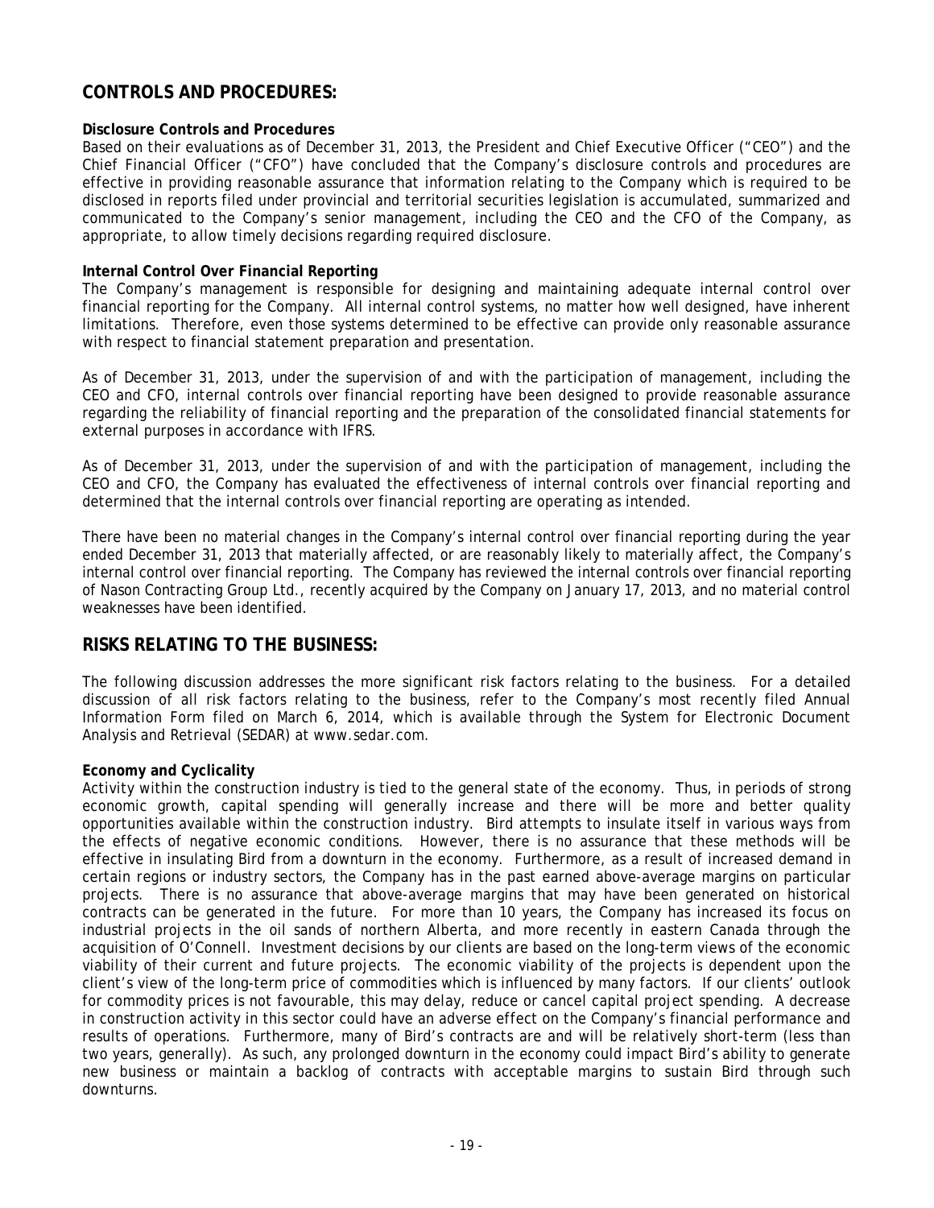## CONTROLS AND PROCEDURES:

**Disclosure Controls and Procedures**

Based on their evaluations as of December 31, 2013, the President and Chief Executive Officer ("CEO") and the Chief Financial Officer ("CFO") have concluded that the Company's disclosure controls and procedures are effective in providing reasonable assurance that information relating to the Company which is required to be disclosed in reports filed under provincial and territorial securities legislation is accumulated, summarized and communicated to the Company's senior management, including the CEO and the CFO of the Company, as appropriate, to allow timely decisions regarding required disclosure.

**Internal Control Over Financial Reporting**

The Company's management is responsible for designing and maintaining adequate internal control over financial reporting for the Company. All internal control systems, no matter how well designed, have inherent limitations. Therefore, even those systems determined to be effective can provide only reasonable assurance with respect to financial statement preparation and presentation.

As of December 31, 2013, under the supervision of and with the participation of management, including the CEO and CFO, internal controls over financial reporting have been designed to provide reasonable assurance regarding the reliability of financial reporting and the preparation of the consolidated financial statements for external purposes in accordance with IFRS.

As of December 31, 2013, under the supervision of and with the participation of management, including the CEO and CFO, the Company has evaluated the effectiveness of internal controls over financial reporting and determined that the internal controls over financial reporting are operating as intended.

There have been no material changes in the Company's internal control over financial reporting during the year ended December 31, 2013 that materially affected, or are reasonably likely to materially affect, the Company's internal control over financial reporting. The Company has reviewed the internal controls over financial reporting of Nason Contracting Group Ltd., recently acquired by the Company on January 17, 2013, and no material control weaknesses have been identified.

## RISKS RELATING TO THE BUSINESS:

The following discussion addresses the more significant risk factors relating to the business. For a detailed discussion of all risk factors relating to the business, refer to the Company's most recently filed Annual Information Form filed on March 6, 2014, which is available through the System for Electronic Document Analysis and Retrieval (SEDAR) at www.sedar.com.

**Economy and Cyclicality**

Activity within the construction industry is tied to the general state of the economy. Thus, in periods of strong economic growth, capital spending will generally increase and there will be more and better quality opportunities available within the construction industry. Bird attempts to insulate itself in various ways from the effects of negative economic conditions. However, there is no assurance that these methods will be effective in insulating Bird from a downturn in the economy. Furthermore, as a result of increased demand in certain regions or industry sectors, the Company has in the past earned above-average margins on particular projects. There is no assurance that above-average margins that may have been generated on historical contracts can be generated in the future. For more than 10 years, the Company has increased its focus on industrial projects in the oil sands of northern Alberta, and more recently in eastern Canada through the acquisition of O'Connell. Investment decisions by our clients are based on the long-term views of the economic viability of their current and future projects. The economic viability of the projects is dependent upon the client's view of the long-term price of commodities which is influenced by many factors. If our clients' outlook for commodity prices is not favourable, this may delay, reduce or cancel capital project spending. A decrease in construction activity in this sector could have an adverse effect on the Company's financial performance and results of operations. Furthermore, many of Bird's contracts are and will be relatively short-term (less than two years, generally). As such, any prolonged downturn in the economy could impact Bird's ability to generate new business or maintain a backlog of contracts with acceptable margins to sustain Bird through such downturns.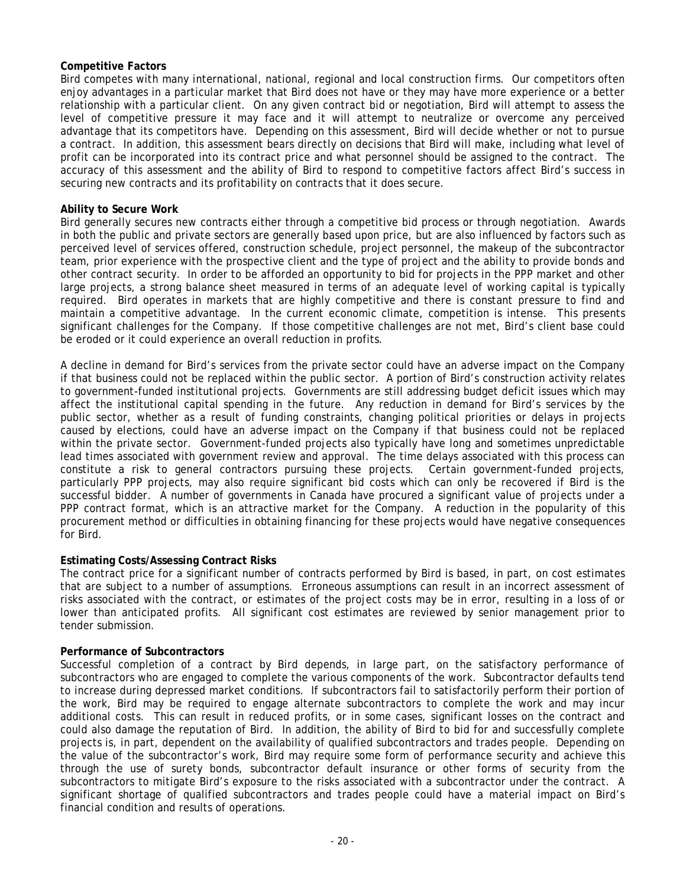**Competitive Factors**

Bird competes with many international, national, regional and local construction firms. Our competitors often enjoy advantages in a particular market that Bird does not have or they may have more experience or a better relationship with a particular client. On any given contract bid or negotiation, Bird will attempt to assess the level of competitive pressure it may face and it will attempt to neutralize or overcome any perceived advantage that its competitors have. Depending on this assessment, Bird will decide whether or not to pursue a contract. In addition, this assessment bears directly on decisions that Bird will make, including what level of profit can be incorporated into its contract price and what personnel should be assigned to the contract. The accuracy of this assessment and the ability of Bird to respond to competitive factors affect Bird's success in securing new contracts and its profitability on contracts that it does secure.

**Ability to Secure Work**

Bird generally secures new contracts either through a competitive bid process or through negotiation. Awards in both the public and private sectors are generally based upon price, but are also influenced by factors such as perceived level of services offered, construction schedule, project personnel, the makeup of the subcontractor team, prior experience with the prospective client and the type of project and the ability to provide bonds and other contract security. In order to be afforded an opportunity to bid for projects in the PPP market and other large projects, a strong balance sheet measured in terms of an adequate level of working capital is typically required. Bird operates in markets that are highly competitive and there is constant pressure to find and maintain a competitive advantage. In the current economic climate, competition is intense. This presents significant challenges for the Company. If those competitive challenges are not met, Bird's client base could be eroded or it could experience an overall reduction in profits.

A decline in demand for Bird's services from the private sector could have an adverse impact on the Company if that business could not be replaced within the public sector. A portion of Bird's construction activity relates to government-funded institutional projects. Governments are still addressing budget deficit issues which may affect the institutional capital spending in the future. Any reduction in demand for Bird's services by the public sector, whether as a result of funding constraints, changing political priorities or delays in projects caused by elections, could have an adverse impact on the Company if that business could not be replaced within the private sector. Government-funded projects also typically have long and sometimes unpredictable lead times associated with government review and approval. The time delays associated with this process can constitute a risk to general contractors pursuing these projects. Certain government-funded projects, particularly PPP projects, may also require significant bid costs which can only be recovered if Bird is the successful bidder. A number of governments in Canada have procured a significant value of projects under a PPP contract format, which is an attractive market for the Company. A reduction in the popularity of this procurement method or difficulties in obtaining financing for these projects would have negative consequences for Bird.

**Estimating Costs/Assessing Contract Risks**

The contract price for a significant number of contracts performed by Bird is based, in part, on cost estimates that are subject to a number of assumptions. Erroneous assumptions can result in an incorrect assessment of risks associated with the contract, or estimates of the project costs may be in error, resulting in a loss of or lower than anticipated profits. All significant cost estimates are reviewed by senior management prior to tender submission.

**Performance of Subcontractors**

Successful completion of a contract by Bird depends, in large part, on the satisfactory performance of subcontractors who are engaged to complete the various components of the work. Subcontractor defaults tend to increase during depressed market conditions. If subcontractors fail to satisfactorily perform their portion of the work, Bird may be required to engage alternate subcontractors to complete the work and may incur additional costs. This can result in reduced profits, or in some cases, significant losses on the contract and could also damage the reputation of Bird. In addition, the ability of Bird to bid for and successfully complete projects is, in part, dependent on the availability of qualified subcontractors and trades people. Depending on the value of the subcontractor's work, Bird may require some form of performance security and achieve this through the use of surety bonds, subcontractor default insurance or other forms of security from the subcontractors to mitigate Bird's exposure to the risks associated with a subcontractor under the contract. A significant shortage of qualified subcontractors and trades people could have a material impact on Bird's financial condition and results of operations.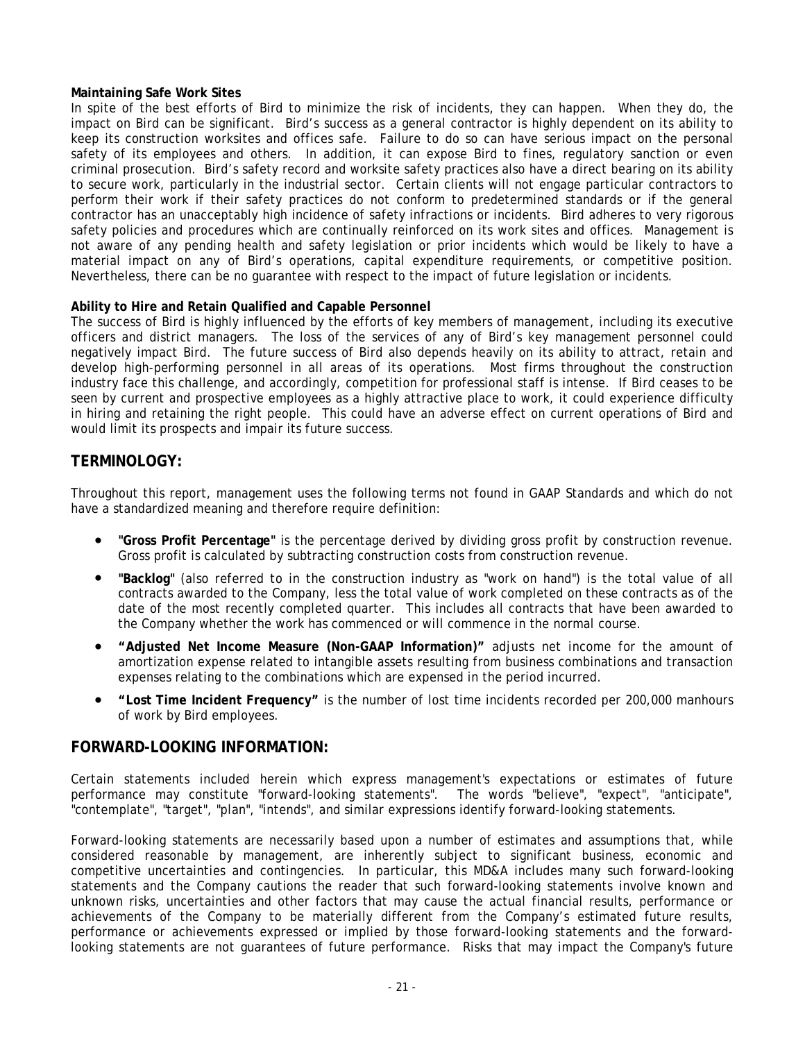**Maintaining Safe Work Sites**

In spite of the best efforts of Bird to minimize the risk of incidents, they can happen. When they do, the impact on Bird can be significant. Bird's success as a general contractor is highly dependent on its ability to keep its construction worksites and offices safe. Failure to do so can have serious impact on the personal safety of its employees and others. In addition, it can expose Bird to fines, regulatory sanction or even criminal prosecution. Bird's safety record and worksite safety practices also have a direct bearing on its ability to secure work, particularly in the industrial sector. Certain clients will not engage particular contractors to perform their work if their safety practices do not conform to predetermined standards or if the general contractor has an unacceptably high incidence of safety infractions or incidents. Bird adheres to very rigorous safety policies and procedures which are continually reinforced on its work sites and offices. Management is not aware of any pending health and safety legislation or prior incidents which would be likely to have a material impact on any of Bird's operations, capital expenditure requirements, or competitive position. Nevertheless, there can be no guarantee with respect to the impact of future legislation or incidents.

**Ability to Hire and Retain Qualified and Capable Personnel**

The success of Bird is highly influenced by the efforts of key members of management, including its executive officers and district managers. The loss of the services of any of Bird's key management personnel could negatively impact Bird. The future success of Bird also depends heavily on its ability to attract, retain and develop high-performing personnel in all areas of its operations. Most firms throughout the construction industry face this challenge, and accordingly, competition for professional staff is intense. If Bird ceases to be seen by current and prospective employees as a highly attractive place to work, it could experience difficulty in hiring and retaining the right people. This could have an adverse effect on current operations of Bird and would limit its prospects and impair its future success.

## TERMINOLOGY:

Throughout this report, management uses the following terms not found in GAAP Standards and which do not have a standardized meaning and therefore require definition:

- **"Gross Profit Percentage"** is the percentage derived by dividing gross profit by construction revenue. Gross profit is calculated by subtracting construction costs from construction revenue.
- **"Backlog"** (also referred to in the construction industry as "work on hand") is the total value of all contracts awarded to the Company, less the total value of work completed on these contracts as of the date of the most recently completed quarter. This includes all contracts that have been awarded to the Company whether the work has commenced or will commence in the normal course.
- **"Adjusted Net Income Measure (Non-GAAP Information)"** adjusts net income for the amount of amortization expense related to intangible assets resulting from business combinations and transaction expenses relating to the combinations which are expensed in the period incurred.
- **"Lost Time Incident Frequency"** is the number of lost time incidents recorded per 200,000 manhours of work by Bird employees.

## FORWARD-LOOKING INFORMATION:

Certain statements included herein which express management's expectations or estimates of future performance may constitute "forward-looking statements". The words "believe", "expect", "anticipate", "contemplate", "target", "plan", "intends", and similar expressions identify forward-looking statements.

Forward-looking statements are necessarily based upon a number of estimates and assumptions that, while considered reasonable by management, are inherently subject to significant business, economic and competitive uncertainties and contingencies. In particular, this MD&A includes many such forward-looking statements and the Company cautions the reader that such forward-looking statements involve known and unknown risks, uncertainties and other factors that may cause the actual financial results, performance or achievements of the Company to be materially different from the Company's estimated future results, performance or achievements expressed or implied by those forward-looking statements and the forward-looking statements are not guarantees of future performance. Risks that may impact the Company's future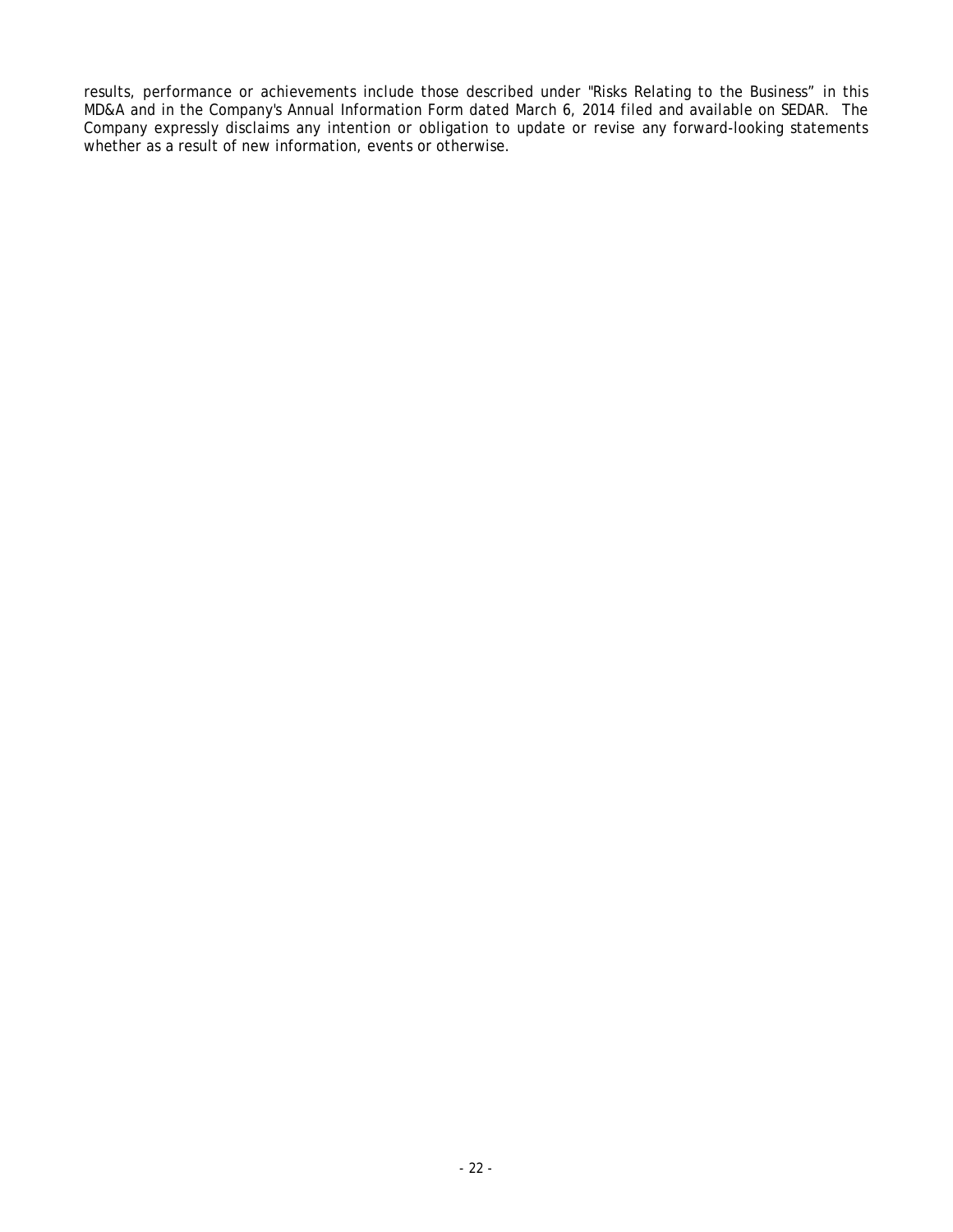results, performance or achievements include those described under "Risks Relating to the Business" in this MD&A and in the Company's Annual Information Form dated March 6, 2014 filed and available on SEDAR. The Company expressly disclaims any intention or obligation to update or revise any forward-looking statements whether as a result of new information, events or otherwise.